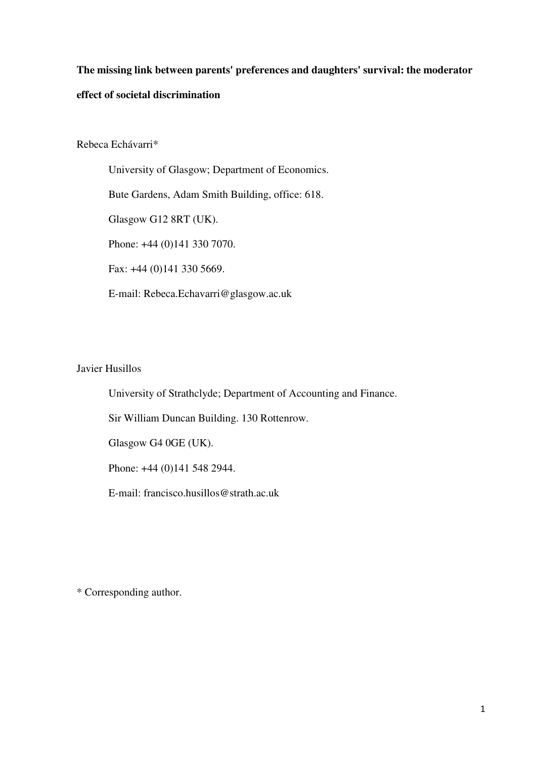**The missing link between parents' preferences and daughters' survival: the moderator effect of societal discrimination**

Rebeca Echávarri*

University of Glasgow; Department of Economics.

Bute Gardens, Adam Smith Building, office: 618.

Glasgow G12 8RT (UK).

Phone: +44 (0)141 330 7070.

Fax: +44 (0)141 330 5669.

E-mail: Rebeca.Echavarri@glasgow.ac.uk

Javier Husillos

University of Strathclyde; Department of Accounting and Finance.

Sir William Duncan Building. 130 Rottenrow.

Glasgow G4 0GE (UK).

Phone: +44 (0)141 548 2944.

E-mail: francisco.husillos@strath.ac.uk

\* Corresponding author.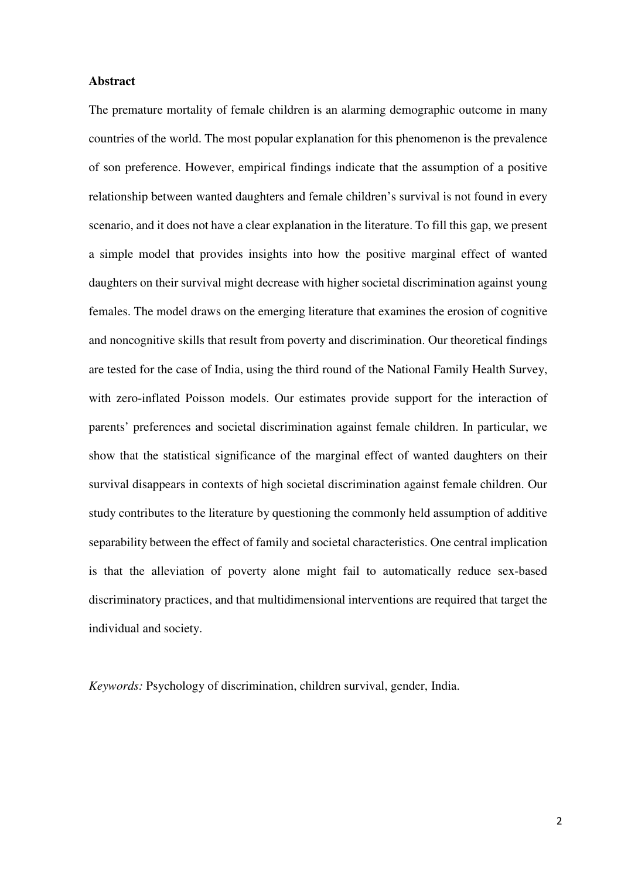## Abstract

The premature mortality of female children is an alarming demographic outcome in many countries of the world. The most popular explanation for this phenomenon is the prevalence of son preference. However, empirical findings indicate that the assumption of a positive relationship between wanted daughters and female children's survival is not found in every scenario, and it does not have a clear explanation in the literature. To fill this gap, we present a simple model that provides insights into how the positive marginal effect of wanted daughters on their survival might decrease with higher societal discrimination against young females. The model draws on the emerging literature that examines the erosion of cognitive and noncognitive skills that result from poverty and discrimination. Our theoretical findings are tested for the case of India, using the third round of the National Family Health Survey, with zero-inflated Poisson models. Our estimates provide support for the interaction of parents' preferences and societal discrimination against female children. In particular, we show that the statistical significance of the marginal effect of wanted daughters on their survival disappears in contexts of high societal discrimination against female children. Our study contributes to the literature by questioning the commonly held assumption of additive separability between the effect of family and societal characteristics. One central implication is that the alleviation of poverty alone might fail to automatically reduce sex-based discriminatory practices, and that multidimensional interventions are required that target the individual and society.

*Keywords:* Psychology of discrimination, children survival, gender, India.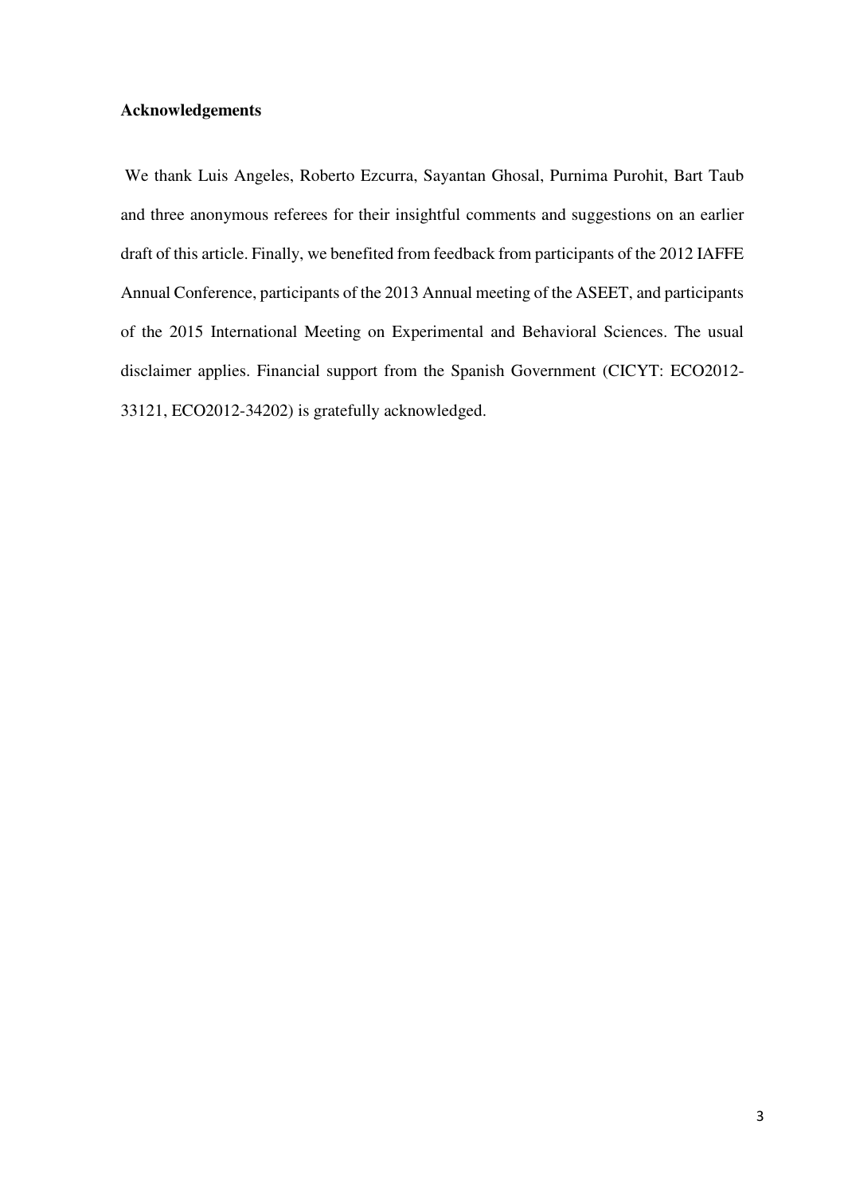**Acknowledgements**

We thank Luis Angeles, Roberto Ezcurra, Sayantan Ghosal, Purnima Purohit, Bart Taub and three anonymous referees for their insightful comments and suggestions on an earlier draft of this article. Finally, we benefited from feedback from participants of the 2012 IAFFE Annual Conference, participants of the 2013 Annual meeting of the ASEET, and participants of the 2015 International Meeting on Experimental and Behavioral Sciences. The usual disclaimer applies. Financial support from the Spanish Government (CICYT: ECO2012-33121, ECO2012-34202) is gratefully acknowledged.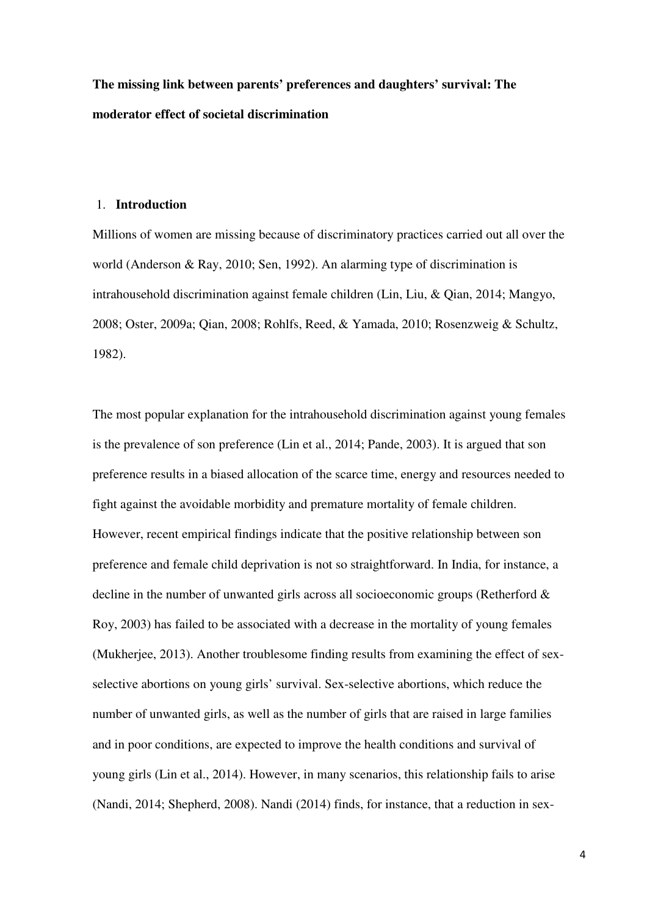**The missing link between parents' preferences and daughters' survival: The moderator effect of societal discrimination**

## 1. Introduction

Millions of women are missing because of discriminatory practices carried out all over the world (Anderson & Ray, 2010; Sen, 1992). An alarming type of discrimination is intrahousehold discrimination against female children (Lin, Liu, & Qian, 2014; Mangyo, 2008; Oster, 2009a; Qian, 2008; Rohlfs, Reed, & Yamada, 2010; Rosenzweig & Schultz, 1982).

The most popular explanation for the intrahousehold discrimination against young females is the prevalence of son preference (Lin et al., 2014; Pande, 2003). It is argued that son preference results in a biased allocation of the scarce time, energy and resources needed to fight against the avoidable morbidity and premature mortality of female children. However, recent empirical findings indicate that the positive relationship between son preference and female child deprivation is not so straightforward. In India, for instance, a decline in the number of unwanted girls across all socioeconomic groups (Retherford & Roy, 2003) has failed to be associated with a decrease in the mortality of young females (Mukherjee, 2013). Another troublesome finding results from examining the effect of sex-selective abortions on young girls' survival. Sex-selective abortions, which reduce the number of unwanted girls, as well as the number of girls that are raised in large families and in poor conditions, are expected to improve the health conditions and survival of young girls (Lin et al., 2014). However, in many scenarios, this relationship fails to arise (Nandi, 2014; Shepherd, 2008). Nandi (2014) finds, for instance, that a reduction in sex-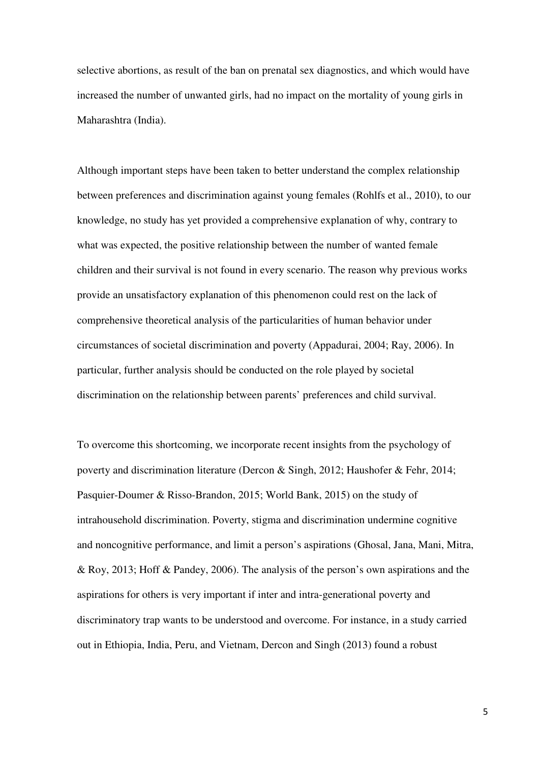selective abortions, as result of the ban on prenatal sex diagnostics, and which would have increased the number of unwanted girls, had no impact on the mortality of young girls in Maharashtra (India).

Although important steps have been taken to better understand the complex relationship between preferences and discrimination against young females (Rohlfs et al., 2010), to our knowledge, no study has yet provided a comprehensive explanation of why, contrary to what was expected, the positive relationship between the number of wanted female children and their survival is not found in every scenario. The reason why previous works provide an unsatisfactory explanation of this phenomenon could rest on the lack of comprehensive theoretical analysis of the particularities of human behavior under circumstances of societal discrimination and poverty (Appadurai, 2004; Ray, 2006). In particular, further analysis should be conducted on the role played by societal discrimination on the relationship between parents' preferences and child survival.

To overcome this shortcoming, we incorporate recent insights from the psychology of poverty and discrimination literature (Dercon & Singh, 2012; Haushofer & Fehr, 2014; Pasquier-Doumer & Risso-Brandon, 2015; World Bank, 2015) on the study of intrahousehold discrimination. Poverty, stigma and discrimination undermine cognitive and noncognitive performance, and limit a person's aspirations (Ghosal, Jana, Mani, Mitra, & Roy, 2013; Hoff & Pandey, 2006). The analysis of the person's own aspirations and the aspirations for others is very important if inter and intra-generational poverty and discriminatory trap wants to be understood and overcome. For instance, in a study carried out in Ethiopia, India, Peru, and Vietnam, Dercon and Singh (2013) found a robust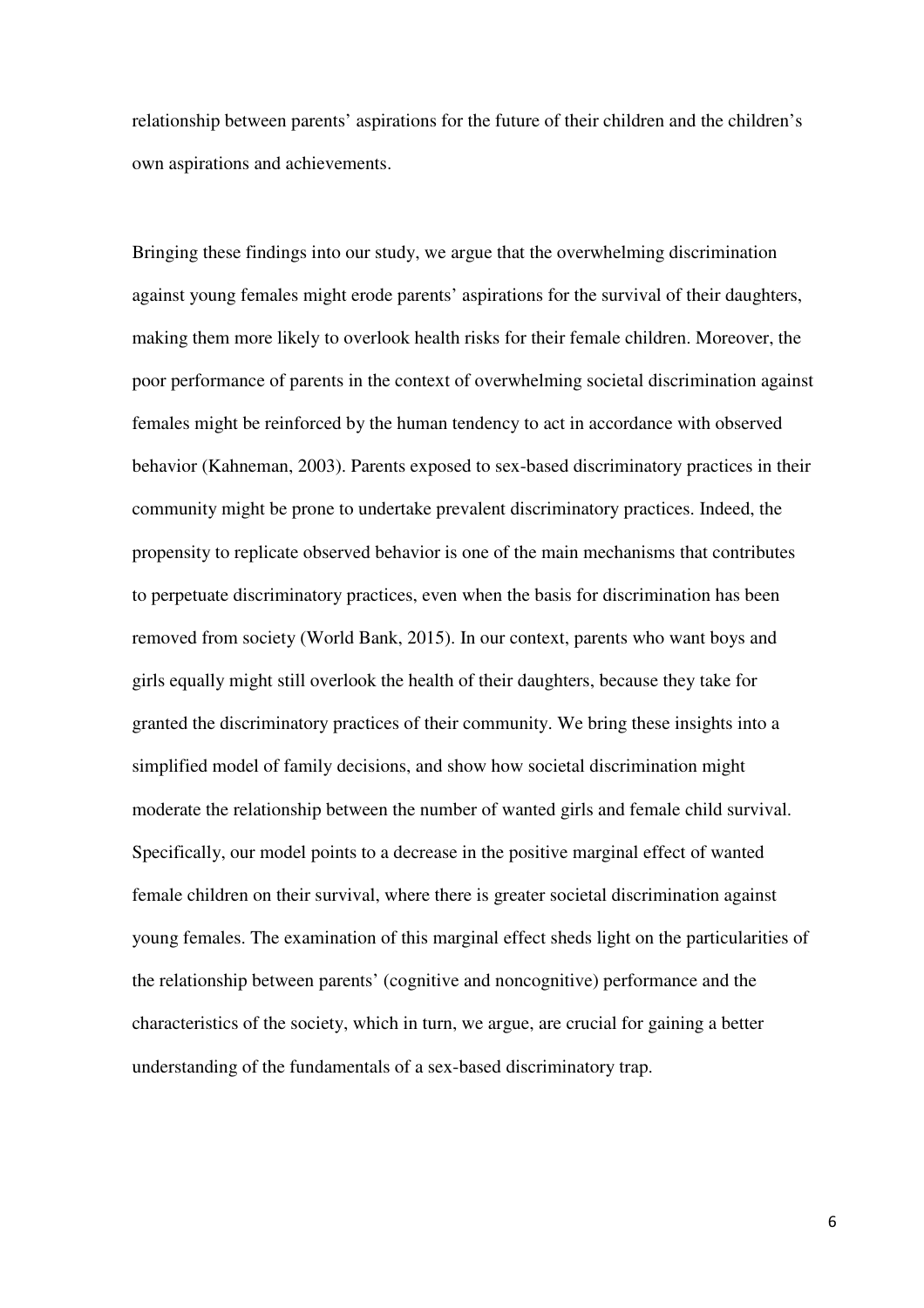relationship between parents' aspirations for the future of their children and the children's own aspirations and achievements.

Bringing these findings into our study, we argue that the overwhelming discrimination against young females might erode parents' aspirations for the survival of their daughters, making them more likely to overlook health risks for their female children. Moreover, the poor performance of parents in the context of overwhelming societal discrimination against females might be reinforced by the human tendency to act in accordance with observed behavior (Kahneman, 2003). Parents exposed to sex-based discriminatory practices in their community might be prone to undertake prevalent discriminatory practices. Indeed, the propensity to replicate observed behavior is one of the main mechanisms that contributes to perpetuate discriminatory practices, even when the basis for discrimination has been removed from society (World Bank, 2015). In our context, parents who want boys and girls equally might still overlook the health of their daughters, because they take for granted the discriminatory practices of their community. We bring these insights into a simplified model of family decisions, and show how societal discrimination might moderate the relationship between the number of wanted girls and female child survival. Specifically, our model points to a decrease in the positive marginal effect of wanted female children on their survival, where there is greater societal discrimination against young females. The examination of this marginal effect sheds light on the particularities of the relationship between parents' (cognitive and noncognitive) performance and the characteristics of the society, which in turn, we argue, are crucial for gaining a better understanding of the fundamentals of a sex-based discriminatory trap.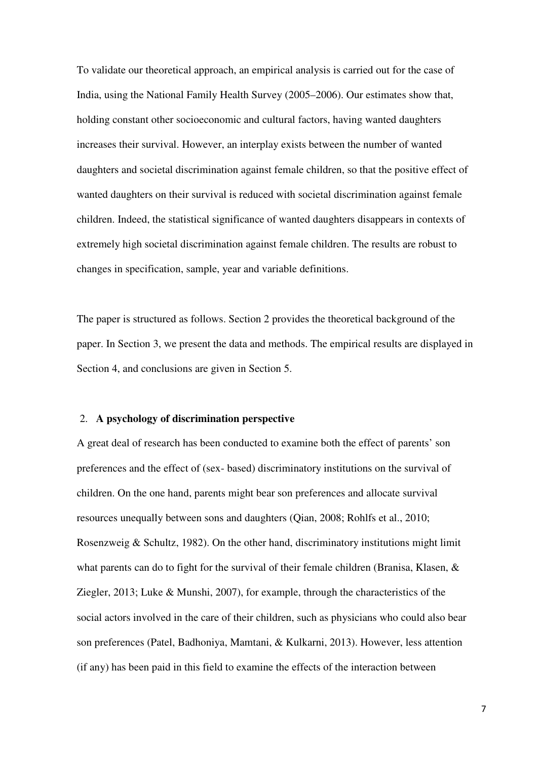To validate our theoretical approach, an empirical analysis is carried out for the case of India, using the National Family Health Survey (2005–2006). Our estimates show that, holding constant other socioeconomic and cultural factors, having wanted daughters increases their survival. However, an interplay exists between the number of wanted daughters and societal discrimination against female children, so that the positive effect of wanted daughters on their survival is reduced with societal discrimination against female children. Indeed, the statistical significance of wanted daughters disappears in contexts of extremely high societal discrimination against female children. The results are robust to changes in specification, sample, year and variable definitions.

The paper is structured as follows. Section 2 provides the theoretical background of the paper. In Section 3, we present the data and methods. The empirical results are displayed in Section 4, and conclusions are given in Section 5.

## 2. A psychology of discrimination perspective

A great deal of research has been conducted to examine both the effect of parents' son preferences and the effect of (sex- based) discriminatory institutions on the survival of children. On the one hand, parents might bear son preferences and allocate survival resources unequally between sons and daughters (Qian, 2008; Rohlfs et al., 2010; Rosenzweig & Schultz, 1982). On the other hand, discriminatory institutions might limit what parents can do to fight for the survival of their female children (Branisa, Klasen, & Ziegler, 2013; Luke & Munshi, 2007), for example, through the characteristics of the social actors involved in the care of their children, such as physicians who could also bear son preferences (Patel, Badhoniya, Mamtani, & Kulkarni, 2013). However, less attention (if any) has been paid in this field to examine the effects of the interaction between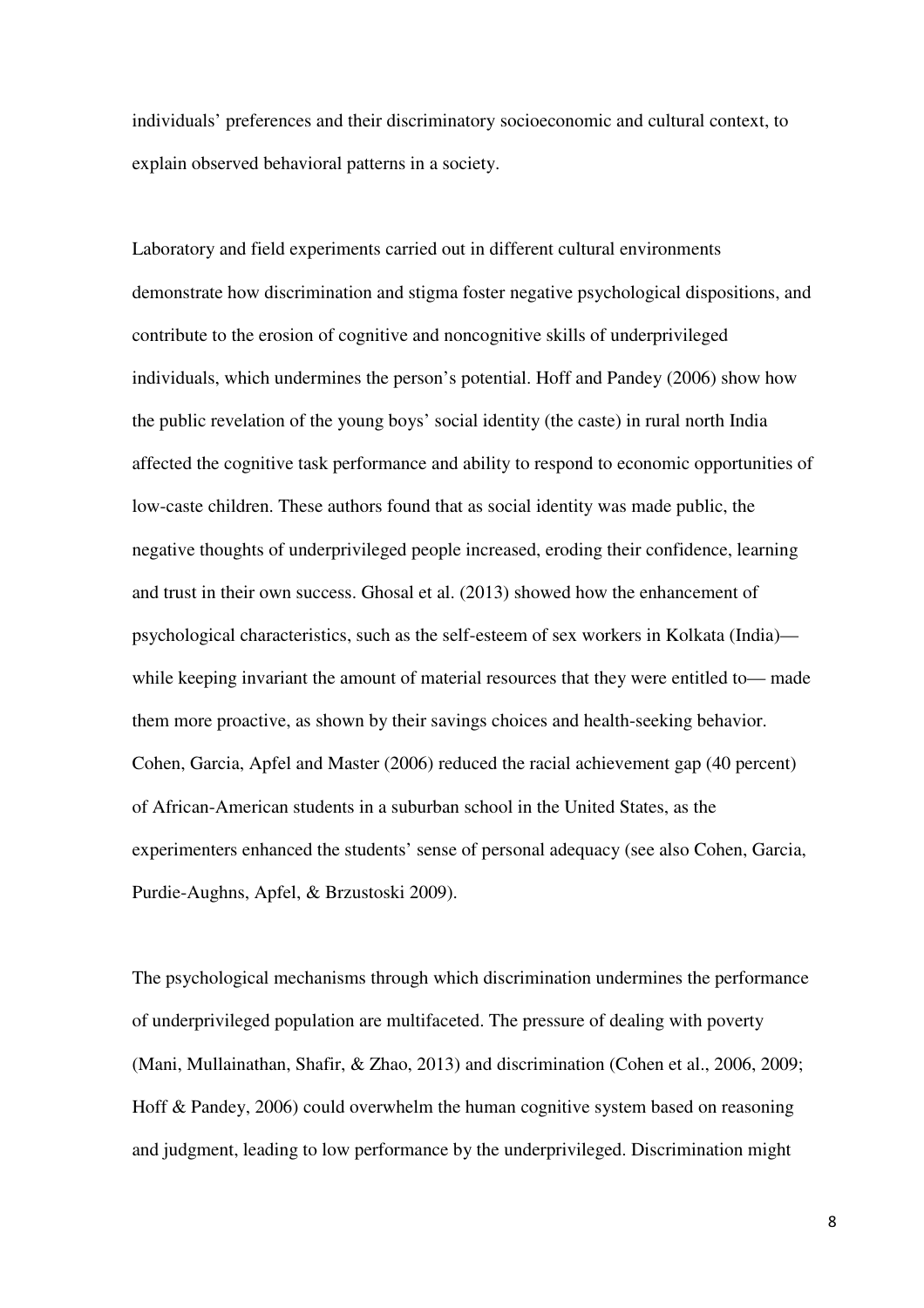individuals' preferences and their discriminatory socioeconomic and cultural context, to explain observed behavioral patterns in a society.

Laboratory and field experiments carried out in different cultural environments demonstrate how discrimination and stigma foster negative psychological dispositions, and contribute to the erosion of cognitive and noncognitive skills of underprivileged individuals, which undermines the person's potential. Hoff and Pandey (2006) show how the public revelation of the young boys' social identity (the caste) in rural north India affected the cognitive task performance and ability to respond to economic opportunities of low-caste children. These authors found that as social identity was made public, the negative thoughts of underprivileged people increased, eroding their confidence, learning and trust in their own success. Ghosal et al. (2013) showed how the enhancement of psychological characteristics, such as the self-esteem of sex workers in Kolkata (India)— while keeping invariant the amount of material resources that they were entitled to— made them more proactive, as shown by their savings choices and health-seeking behavior. Cohen, Garcia, Apfel and Master (2006) reduced the racial achievement gap (40 percent) of African-American students in a suburban school in the United States, as the experimenters enhanced the students' sense of personal adequacy (see also Cohen, Garcia, Purdie-Aughns, Apfel, & Brzustoski 2009).

The psychological mechanisms through which discrimination undermines the performance of underprivileged population are multifaceted. The pressure of dealing with poverty (Mani, Mullainathan, Shafir, & Zhao, 2013) and discrimination (Cohen et al., 2006, 2009; Hoff & Pandey, 2006) could overwhelm the human cognitive system based on reasoning and judgment, leading to low performance by the underprivileged. Discrimination might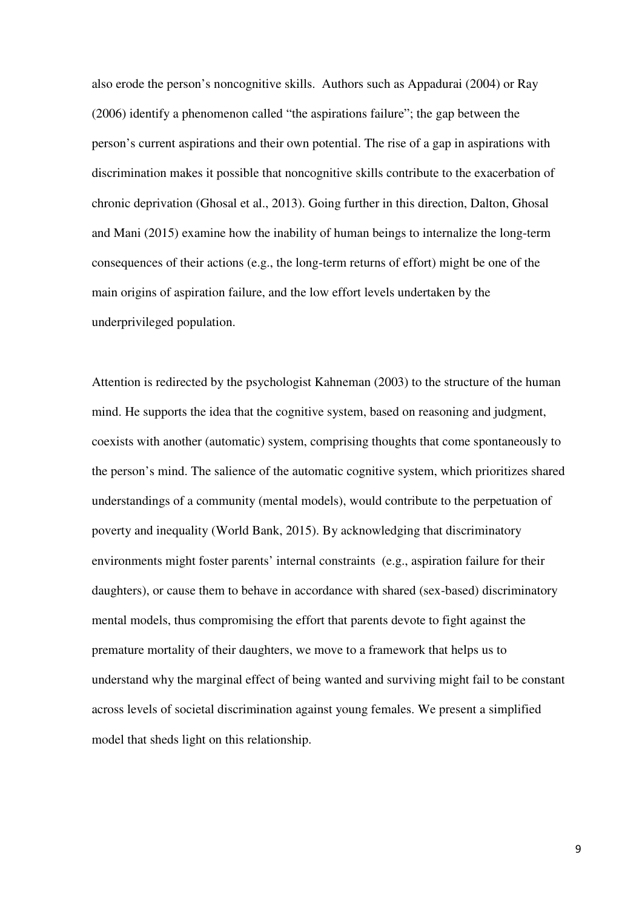also erode the person's noncognitive skills. Authors such as Appadurai (2004) or Ray (2006) identify a phenomenon called "the aspirations failure"; the gap between the person's current aspirations and their own potential. The rise of a gap in aspirations with discrimination makes it possible that noncognitive skills contribute to the exacerbation of chronic deprivation (Ghosal et al., 2013). Going further in this direction, Dalton, Ghosal and Mani (2015) examine how the inability of human beings to internalize the long-term consequences of their actions (e.g., the long-term returns of effort) might be one of the main origins of aspiration failure, and the low effort levels undertaken by the underprivileged population.

Attention is redirected by the psychologist Kahneman (2003) to the structure of the human mind. He supports the idea that the cognitive system, based on reasoning and judgment, coexists with another (automatic) system, comprising thoughts that come spontaneously to the person's mind. The salience of the automatic cognitive system, which prioritizes shared understandings of a community (mental models), would contribute to the perpetuation of poverty and inequality (World Bank, 2015). By acknowledging that discriminatory environments might foster parents' internal constraints (e.g., aspiration failure for their daughters), or cause them to behave in accordance with shared (sex-based) discriminatory mental models, thus compromising the effort that parents devote to fight against the premature mortality of their daughters, we move to a framework that helps us to understand why the marginal effect of being wanted and surviving might fail to be constant across levels of societal discrimination against young females. We present a simplified model that sheds light on this relationship.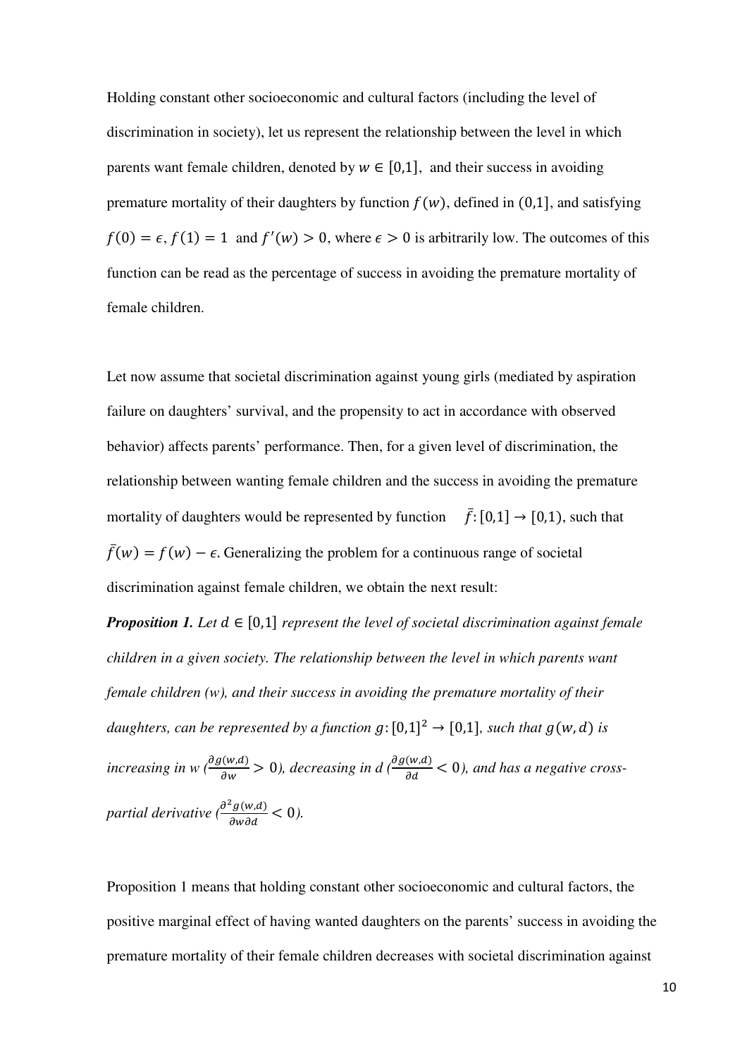Holding constant other socioeconomic and cultural factors (including the level of discrimination in society), let us represent the relationship between the level in which parents want female children, denoted by $w \in [0,1]$, and their success in avoiding premature mortality of their daughters by function $f(w)$, defined in $(0,1]$, and satisfying $f(0) = \epsilon$, $f(1) = 1$ and $f'(w) > 0$, where $\epsilon > 0$ is arbitrarily low. The outcomes of this function can be read as the percentage of success in avoiding the premature mortality of female children.

Let now assume that societal discrimination against young girls (mediated by aspiration failure on daughters' survival, and the propensity to act in accordance with observed behavior) affects parents' performance. Then, for a given level of discrimination, the relationship between wanting female children and the success in avoiding the premature mortality of daughters would be represented by function $\bar{f}: [0,1] \to [0,1)$, such that $\bar{f}(w) = f(w) - \epsilon$. Generalizing the problem for a continuous range of societal discrimination against female children, we obtain the next result:

***Proposition 1.*** *Let $d \in [0,1]$ represent the level of societal discrimination against female children in a given society. The relationship between the level in which parents want female children (w), and their success in avoiding the premature mortality of their daughters, can be represented by a function $g: [0,1]^2 \to [0,1]$, such that $g(w,d)$ is increasing in w ($\frac{\partial g(w,d)}{\partial w} > 0$), decreasing in d ($\frac{\partial g(w,d)}{\partial d} < 0$), and has a negative cross-partial derivative ($\frac{\partial^2 g(w,d)}{\partial w \partial d} < 0$).*

Proposition 1 means that holding constant other socioeconomic and cultural factors, the positive marginal effect of having wanted daughters on the parents' success in avoiding the premature mortality of their female children decreases with societal discrimination against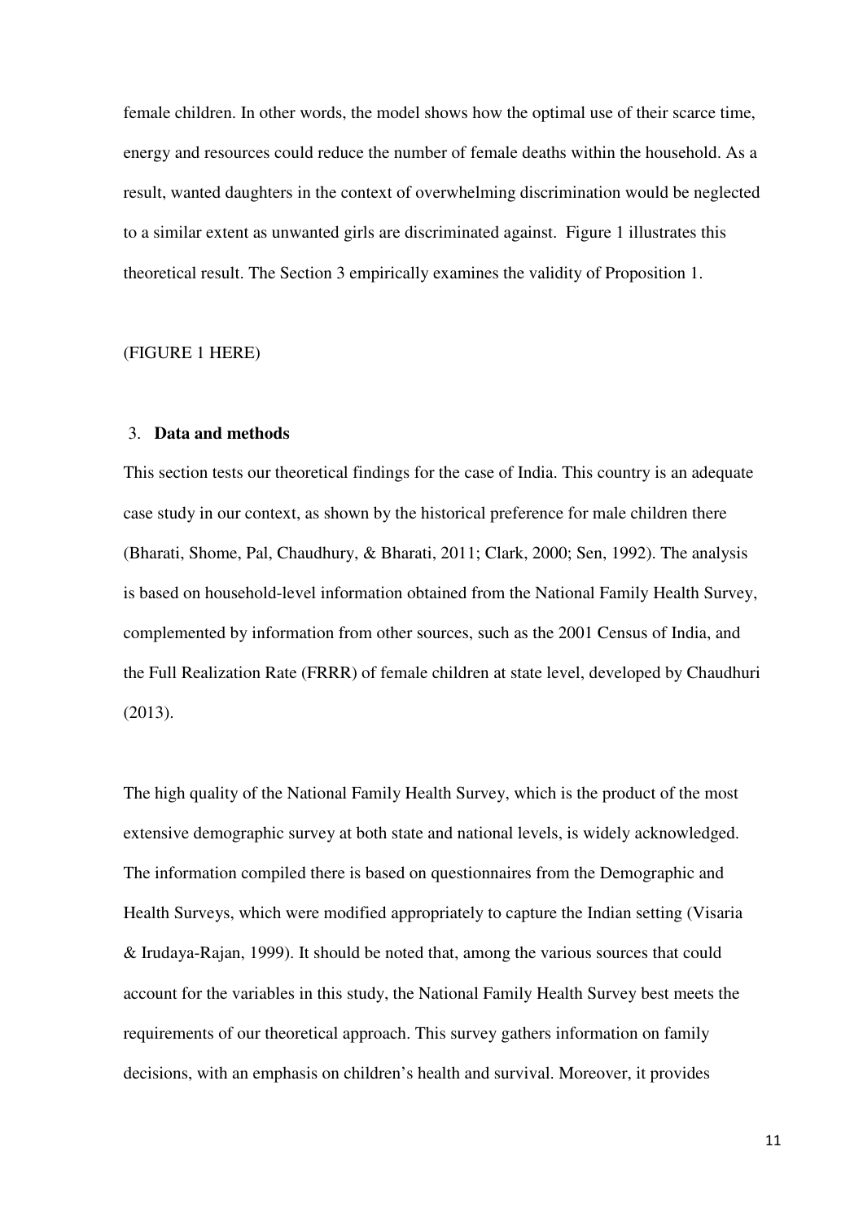female children. In other words, the model shows how the optimal use of their scarce time, energy and resources could reduce the number of female deaths within the household. As a result, wanted daughters in the context of overwhelming discrimination would be neglected to a similar extent as unwanted girls are discriminated against. Figure 1 illustrates this theoretical result. The Section 3 empirically examines the validity of Proposition 1.

(FIGURE 1 HERE)

## 3. **Data and methods**

This section tests our theoretical findings for the case of India. This country is an adequate case study in our context, as shown by the historical preference for male children there (Bharati, Shome, Pal, Chaudhury, & Bharati, 2011; Clark, 2000; Sen, 1992). The analysis is based on household-level information obtained from the National Family Health Survey, complemented by information from other sources, such as the 2001 Census of India, and the Full Realization Rate (FRRR) of female children at state level, developed by Chaudhuri (2013).

The high quality of the National Family Health Survey, which is the product of the most extensive demographic survey at both state and national levels, is widely acknowledged. The information compiled there is based on questionnaires from the Demographic and Health Surveys, which were modified appropriately to capture the Indian setting (Visaria & Irudaya-Rajan, 1999). It should be noted that, among the various sources that could account for the variables in this study, the National Family Health Survey best meets the requirements of our theoretical approach. This survey gathers information on family decisions, with an emphasis on children's health and survival. Moreover, it provides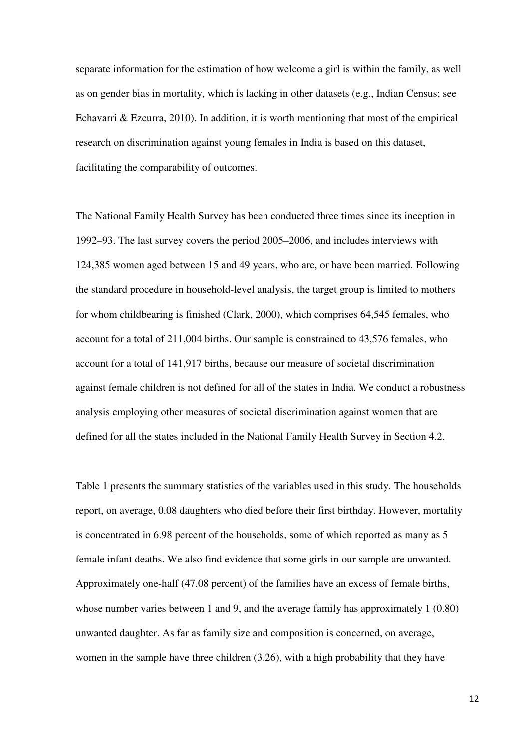separate information for the estimation of how welcome a girl is within the family, as well as on gender bias in mortality, which is lacking in other datasets (e.g., Indian Census; see Echavarri & Ezcurra, 2010). In addition, it is worth mentioning that most of the empirical research on discrimination against young females in India is based on this dataset, facilitating the comparability of outcomes.

The National Family Health Survey has been conducted three times since its inception in 1992–93. The last survey covers the period 2005–2006, and includes interviews with 124,385 women aged between 15 and 49 years, who are, or have been married. Following the standard procedure in household-level analysis, the target group is limited to mothers for whom childbearing is finished (Clark, 2000), which comprises 64,545 females, who account for a total of 211,004 births. Our sample is constrained to 43,576 females, who account for a total of 141,917 births, because our measure of societal discrimination against female children is not defined for all of the states in India. We conduct a robustness analysis employing other measures of societal discrimination against women that are defined for all the states included in the National Family Health Survey in Section 4.2.

Table 1 presents the summary statistics of the variables used in this study. The households report, on average, 0.08 daughters who died before their first birthday. However, mortality is concentrated in 6.98 percent of the households, some of which reported as many as 5 female infant deaths. We also find evidence that some girls in our sample are unwanted. Approximately one-half (47.08 percent) of the families have an excess of female births, whose number varies between 1 and 9, and the average family has approximately 1 (0.80) unwanted daughter. As far as family size and composition is concerned, on average, women in the sample have three children (3.26), with a high probability that they have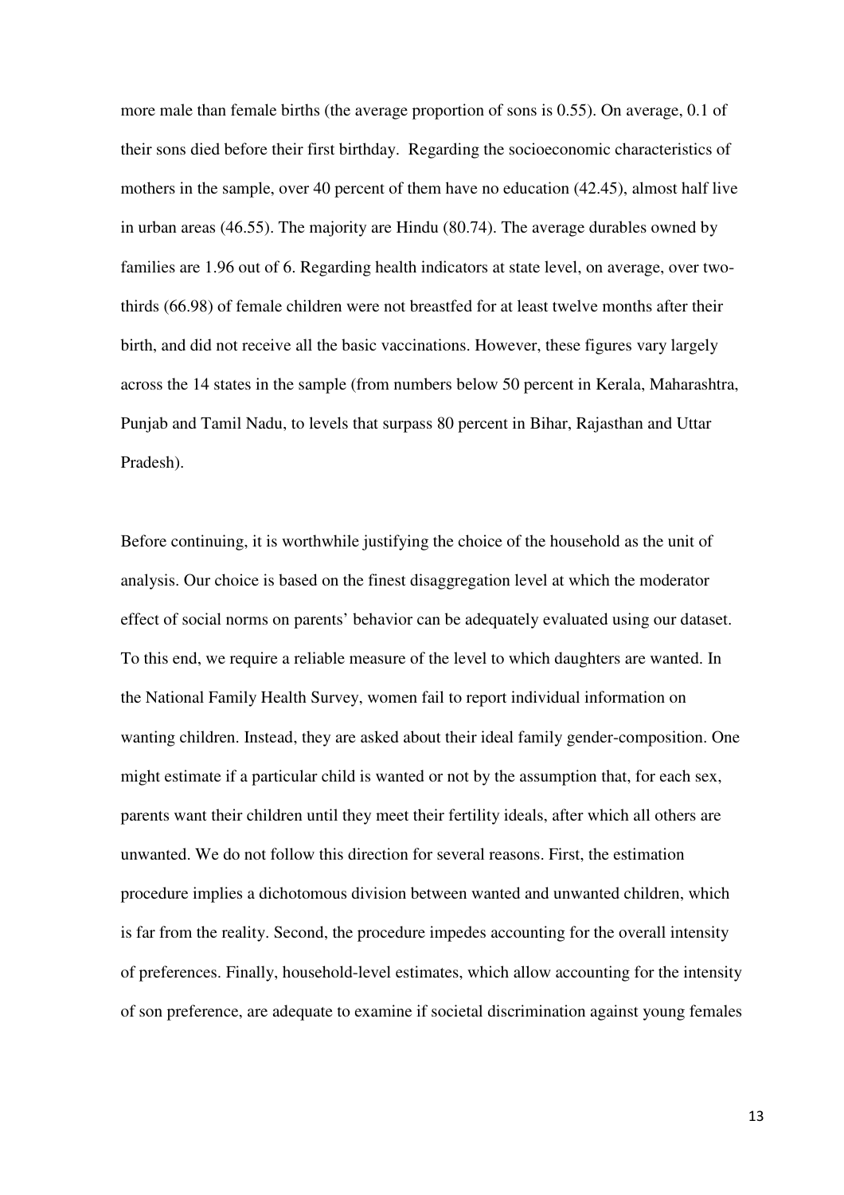more male than female births (the average proportion of sons is 0.55). On average, 0.1 of their sons died before their first birthday. Regarding the socioeconomic characteristics of mothers in the sample, over 40 percent of them have no education (42.45), almost half live in urban areas (46.55). The majority are Hindu (80.74). The average durables owned by families are 1.96 out of 6. Regarding health indicators at state level, on average, over two-thirds (66.98) of female children were not breastfed for at least twelve months after their birth, and did not receive all the basic vaccinations. However, these figures vary largely across the 14 states in the sample (from numbers below 50 percent in Kerala, Maharashtra, Punjab and Tamil Nadu, to levels that surpass 80 percent in Bihar, Rajasthan and Uttar Pradesh).

Before continuing, it is worthwhile justifying the choice of the household as the unit of analysis. Our choice is based on the finest disaggregation level at which the moderator effect of social norms on parents' behavior can be adequately evaluated using our dataset. To this end, we require a reliable measure of the level to which daughters are wanted. In the National Family Health Survey, women fail to report individual information on wanting children. Instead, they are asked about their ideal family gender-composition. One might estimate if a particular child is wanted or not by the assumption that, for each sex, parents want their children until they meet their fertility ideals, after which all others are unwanted. We do not follow this direction for several reasons. First, the estimation procedure implies a dichotomous division between wanted and unwanted children, which is far from the reality. Second, the procedure impedes accounting for the overall intensity of preferences. Finally, household-level estimates, which allow accounting for the intensity of son preference, are adequate to examine if societal discrimination against young females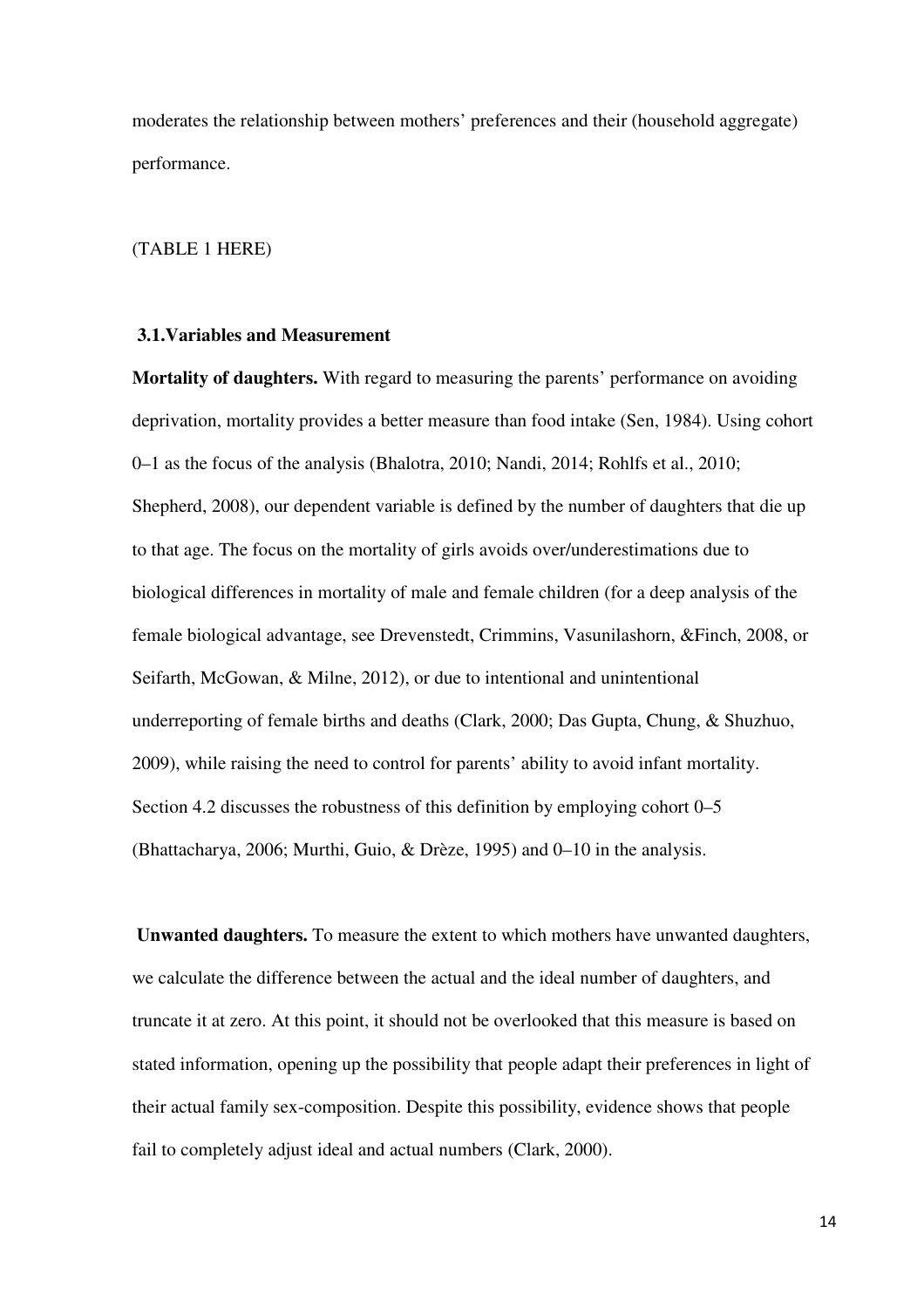moderates the relationship between mothers' preferences and their (household aggregate) performance.

(TABLE 1 HERE)

### 3.1.Variables and Measurement

**Mortality of daughters.** With regard to measuring the parents' performance on avoiding deprivation, mortality provides a better measure than food intake (Sen, 1984). Using cohort 0–1 as the focus of the analysis (Bhalotra, 2010; Nandi, 2014; Rohlfs et al., 2010; Shepherd, 2008), our dependent variable is defined by the number of daughters that die up to that age. The focus on the mortality of girls avoids over/underestimations due to biological differences in mortality of male and female children (for a deep analysis of the female biological advantage, see Drevenstedt, Crimmins, Vasunilashorn, &Finch, 2008, or Seifarth, McGowan, & Milne, 2012), or due to intentional and unintentional underreporting of female births and deaths (Clark, 2000; Das Gupta, Chung, & Shuzhuo, 2009), while raising the need to control for parents' ability to avoid infant mortality. Section 4.2 discusses the robustness of this definition by employing cohort 0–5 (Bhattacharya, 2006; Murthi, Guio, & Drèze, 1995) and 0–10 in the analysis.

**Unwanted daughters.** To measure the extent to which mothers have unwanted daughters, we calculate the difference between the actual and the ideal number of daughters, and truncate it at zero. At this point, it should not be overlooked that this measure is based on stated information, opening up the possibility that people adapt their preferences in light of their actual family sex-composition. Despite this possibility, evidence shows that people fail to completely adjust ideal and actual numbers (Clark, 2000).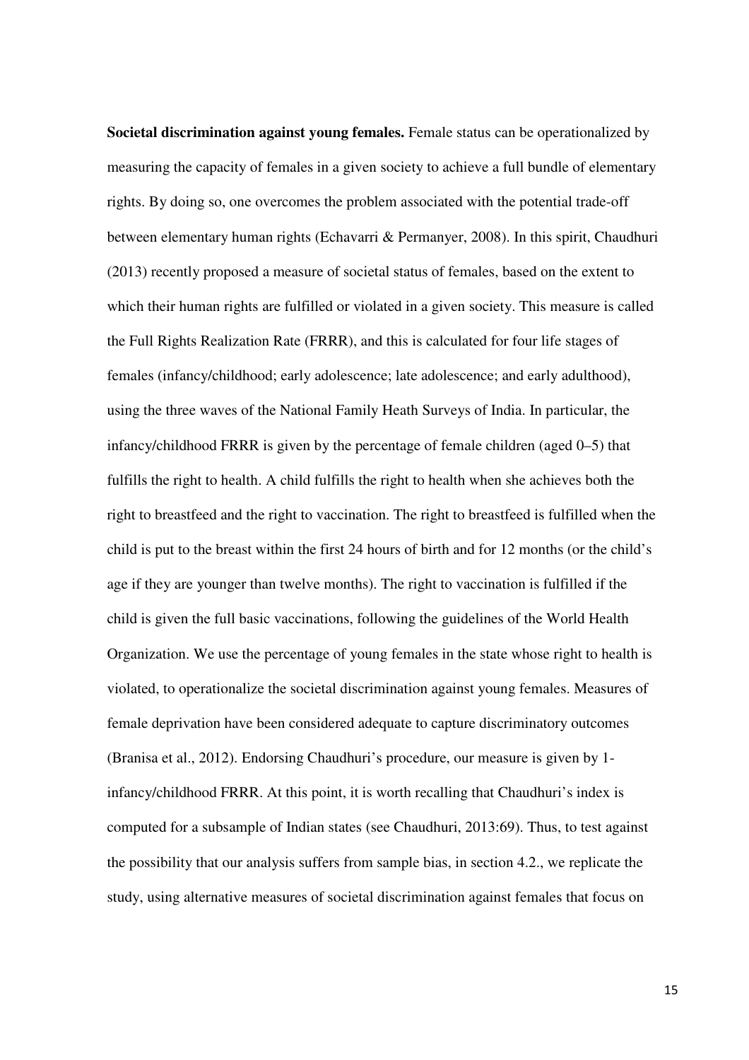**Societal discrimination against young females.** Female status can be operationalized by measuring the capacity of females in a given society to achieve a full bundle of elementary rights. By doing so, one overcomes the problem associated with the potential trade-off between elementary human rights (Echavarri & Permanyer, 2008). In this spirit, Chaudhuri (2013) recently proposed a measure of societal status of females, based on the extent to which their human rights are fulfilled or violated in a given society. This measure is called the Full Rights Realization Rate (FRRR), and this is calculated for four life stages of females (infancy/childhood; early adolescence; late adolescence; and early adulthood), using the three waves of the National Family Heath Surveys of India. In particular, the infancy/childhood FRRR is given by the percentage of female children (aged 0–5) that fulfills the right to health. A child fulfills the right to health when she achieves both the right to breastfeed and the right to vaccination. The right to breastfeed is fulfilled when the child is put to the breast within the first 24 hours of birth and for 12 months (or the child's age if they are younger than twelve months). The right to vaccination is fulfilled if the child is given the full basic vaccinations, following the guidelines of the World Health Organization. We use the percentage of young females in the state whose right to health is violated, to operationalize the societal discrimination against young females. Measures of female deprivation have been considered adequate to capture discriminatory outcomes (Branisa et al., 2012). Endorsing Chaudhuri's procedure, our measure is given by 1-infancy/childhood FRRR. At this point, it is worth recalling that Chaudhuri's index is computed for a subsample of Indian states (see Chaudhuri, 2013:69). Thus, to test against the possibility that our analysis suffers from sample bias, in section 4.2., we replicate the study, using alternative measures of societal discrimination against females that focus on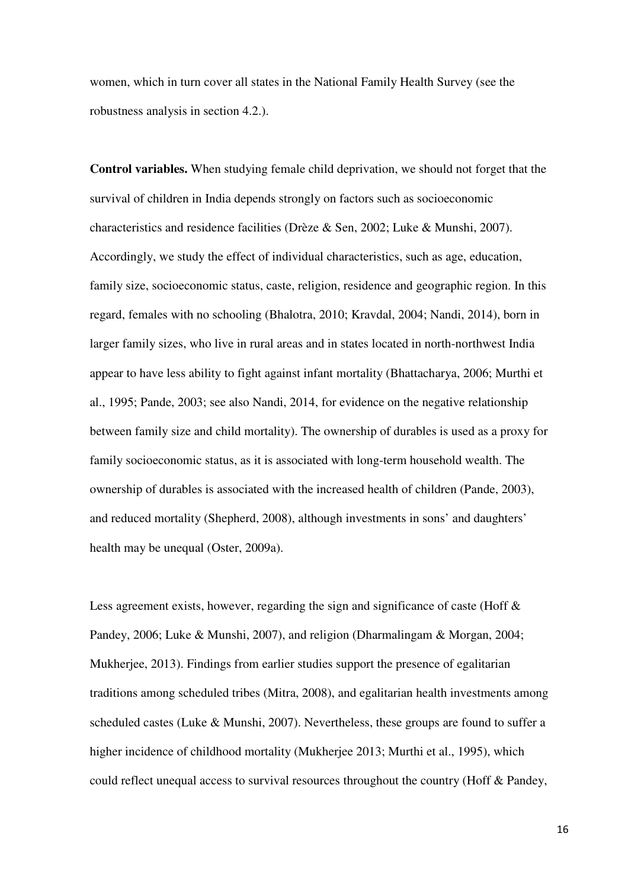women, which in turn cover all states in the National Family Health Survey (see the robustness analysis in section 4.2.).

**Control variables.** When studying female child deprivation, we should not forget that the survival of children in India depends strongly on factors such as socioeconomic characteristics and residence facilities (Drèze & Sen, 2002; Luke & Munshi, 2007). Accordingly, we study the effect of individual characteristics, such as age, education, family size, socioeconomic status, caste, religion, residence and geographic region. In this regard, females with no schooling (Bhalotra, 2010; Kravdal, 2004; Nandi, 2014), born in larger family sizes, who live in rural areas and in states located in north-northwest India appear to have less ability to fight against infant mortality (Bhattacharya, 2006; Murthi et al., 1995; Pande, 2003; see also Nandi, 2014, for evidence on the negative relationship between family size and child mortality). The ownership of durables is used as a proxy for family socioeconomic status, as it is associated with long-term household wealth. The ownership of durables is associated with the increased health of children (Pande, 2003), and reduced mortality (Shepherd, 2008), although investments in sons' and daughters' health may be unequal (Oster, 2009a).

Less agreement exists, however, regarding the sign and significance of caste (Hoff & Pandey, 2006; Luke & Munshi, 2007), and religion (Dharmalingam & Morgan, 2004; Mukherjee, 2013). Findings from earlier studies support the presence of egalitarian traditions among scheduled tribes (Mitra, 2008), and egalitarian health investments among scheduled castes (Luke & Munshi, 2007). Nevertheless, these groups are found to suffer a higher incidence of childhood mortality (Mukherjee 2013; Murthi et al., 1995), which could reflect unequal access to survival resources throughout the country (Hoff & Pandey,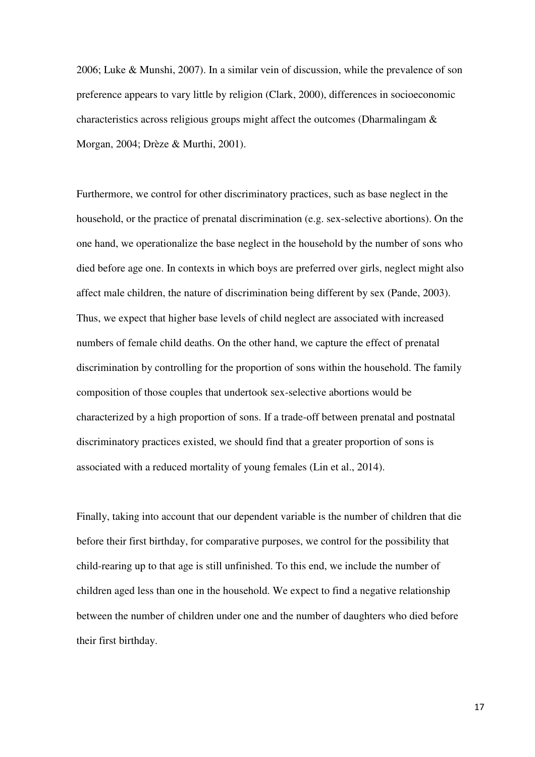2006; Luke & Munshi, 2007). In a similar vein of discussion, while the prevalence of son preference appears to vary little by religion (Clark, 2000), differences in socioeconomic characteristics across religious groups might affect the outcomes (Dharmalingam & Morgan, 2004; Drèze & Murthi, 2001).

Furthermore, we control for other discriminatory practices, such as base neglect in the household, or the practice of prenatal discrimination (e.g. sex-selective abortions). On the one hand, we operationalize the base neglect in the household by the number of sons who died before age one. In contexts in which boys are preferred over girls, neglect might also affect male children, the nature of discrimination being different by sex (Pande, 2003). Thus, we expect that higher base levels of child neglect are associated with increased numbers of female child deaths. On the other hand, we capture the effect of prenatal discrimination by controlling for the proportion of sons within the household. The family composition of those couples that undertook sex-selective abortions would be characterized by a high proportion of sons. If a trade-off between prenatal and postnatal discriminatory practices existed, we should find that a greater proportion of sons is associated with a reduced mortality of young females (Lin et al., 2014).

Finally, taking into account that our dependent variable is the number of children that die before their first birthday, for comparative purposes, we control for the possibility that child-rearing up to that age is still unfinished. To this end, we include the number of children aged less than one in the household. We expect to find a negative relationship between the number of children under one and the number of daughters who died before their first birthday.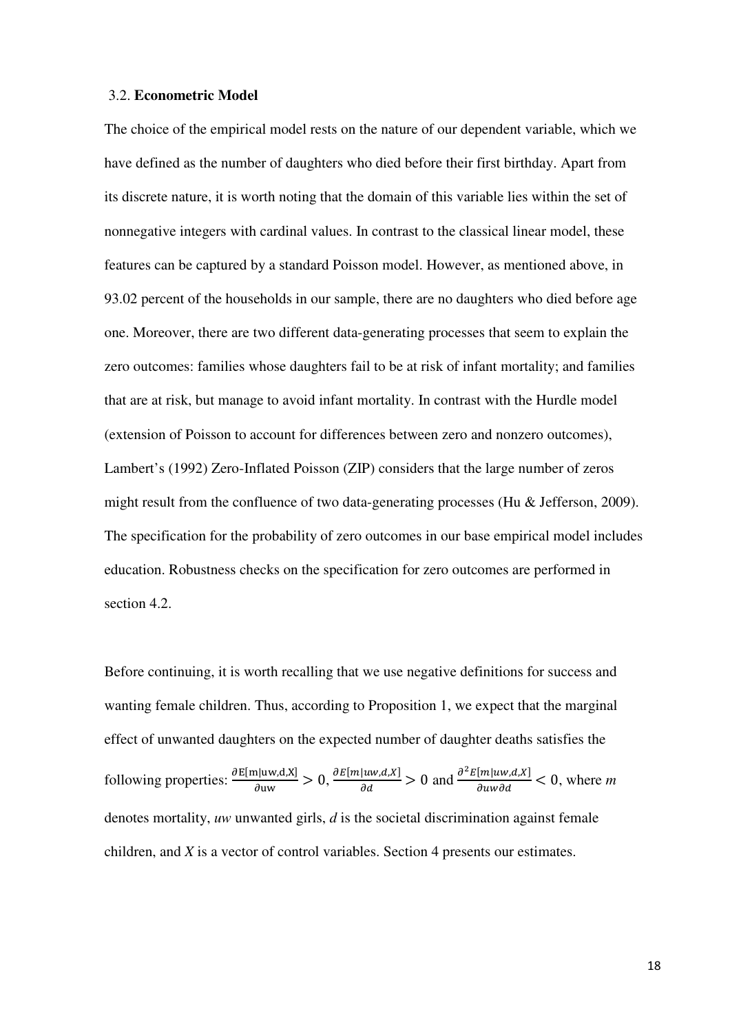### 3.2. **Econometric Model**

The choice of the empirical model rests on the nature of our dependent variable, which we have defined as the number of daughters who died before their first birthday. Apart from its discrete nature, it is worth noting that the domain of this variable lies within the set of nonnegative integers with cardinal values. In contrast to the classical linear model, these features can be captured by a standard Poisson model. However, as mentioned above, in 93.02 percent of the households in our sample, there are no daughters who died before age one. Moreover, there are two different data-generating processes that seem to explain the zero outcomes: families whose daughters fail to be at risk of infant mortality; and families that are at risk, but manage to avoid infant mortality. In contrast with the Hurdle model (extension of Poisson to account for differences between zero and nonzero outcomes), Lambert's (1992) Zero-Inflated Poisson (ZIP) considers that the large number of zeros might result from the confluence of two data-generating processes (Hu & Jefferson, 2009). The specification for the probability of zero outcomes in our base empirical model includes education. Robustness checks on the specification for zero outcomes are performed in section 4.2.

Before continuing, it is worth recalling that we use negative definitions for success and wanting female children. Thus, according to Proposition 1, we expect that the marginal effect of unwanted daughters on the expected number of daughter deaths satisfies the following properties: $\frac{\partial \mathrm{E}[\mathrm{m}|\mathrm{uw},\mathrm{d},\mathrm{X}]}{\partial \mathrm{uw}} > 0$, $\frac{\partial E[m|uw,d,X]}{\partial d} > 0$ and $\frac{\partial^2 E[m|uw,d,X]}{\partial uw \partial d} < 0$, where *m* denotes mortality, *uw* unwanted girls, *d* is the societal discrimination against female children, and *X* is a vector of control variables. Section 4 presents our estimates.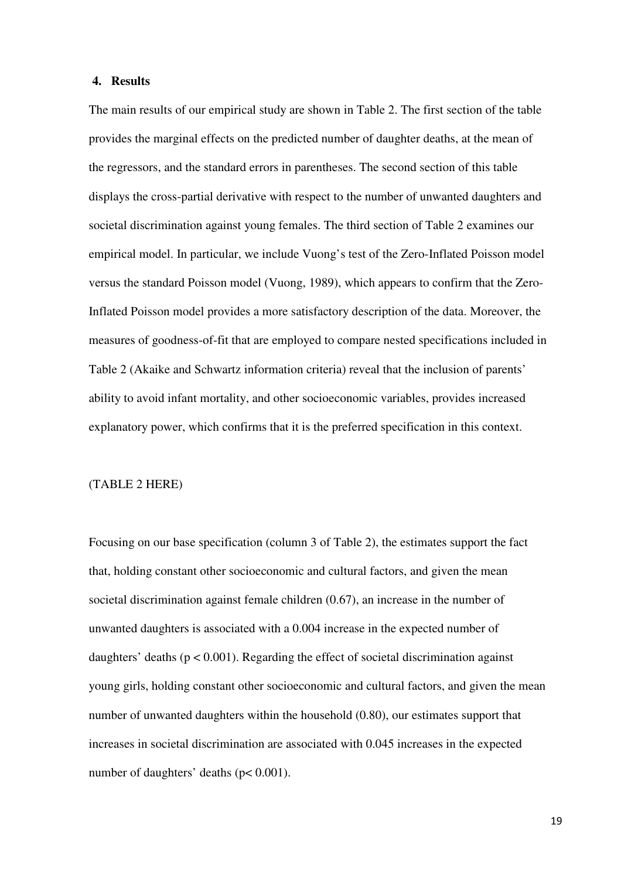## 4. Results

The main results of our empirical study are shown in Table 2. The first section of the table provides the marginal effects on the predicted number of daughter deaths, at the mean of the regressors, and the standard errors in parentheses. The second section of this table displays the cross-partial derivative with respect to the number of unwanted daughters and societal discrimination against young females. The third section of Table 2 examines our empirical model. In particular, we include Vuong's test of the Zero-Inflated Poisson model versus the standard Poisson model (Vuong, 1989), which appears to confirm that the Zero-Inflated Poisson model provides a more satisfactory description of the data. Moreover, the measures of goodness-of-fit that are employed to compare nested specifications included in Table 2 (Akaike and Schwartz information criteria) reveal that the inclusion of parents' ability to avoid infant mortality, and other socioeconomic variables, provides increased explanatory power, which confirms that it is the preferred specification in this context.

(TABLE 2 HERE)

Focusing on our base specification (column 3 of Table 2), the estimates support the fact that, holding constant other socioeconomic and cultural factors, and given the mean societal discrimination against female children (0.67), an increase in the number of unwanted daughters is associated with a 0.004 increase in the expected number of daughters' deaths ($p < 0.001$). Regarding the effect of societal discrimination against young girls, holding constant other socioeconomic and cultural factors, and given the mean number of unwanted daughters within the household (0.80), our estimates support that increases in societal discrimination are associated with 0.045 increases in the expected number of daughters' deaths ($p < 0.001$).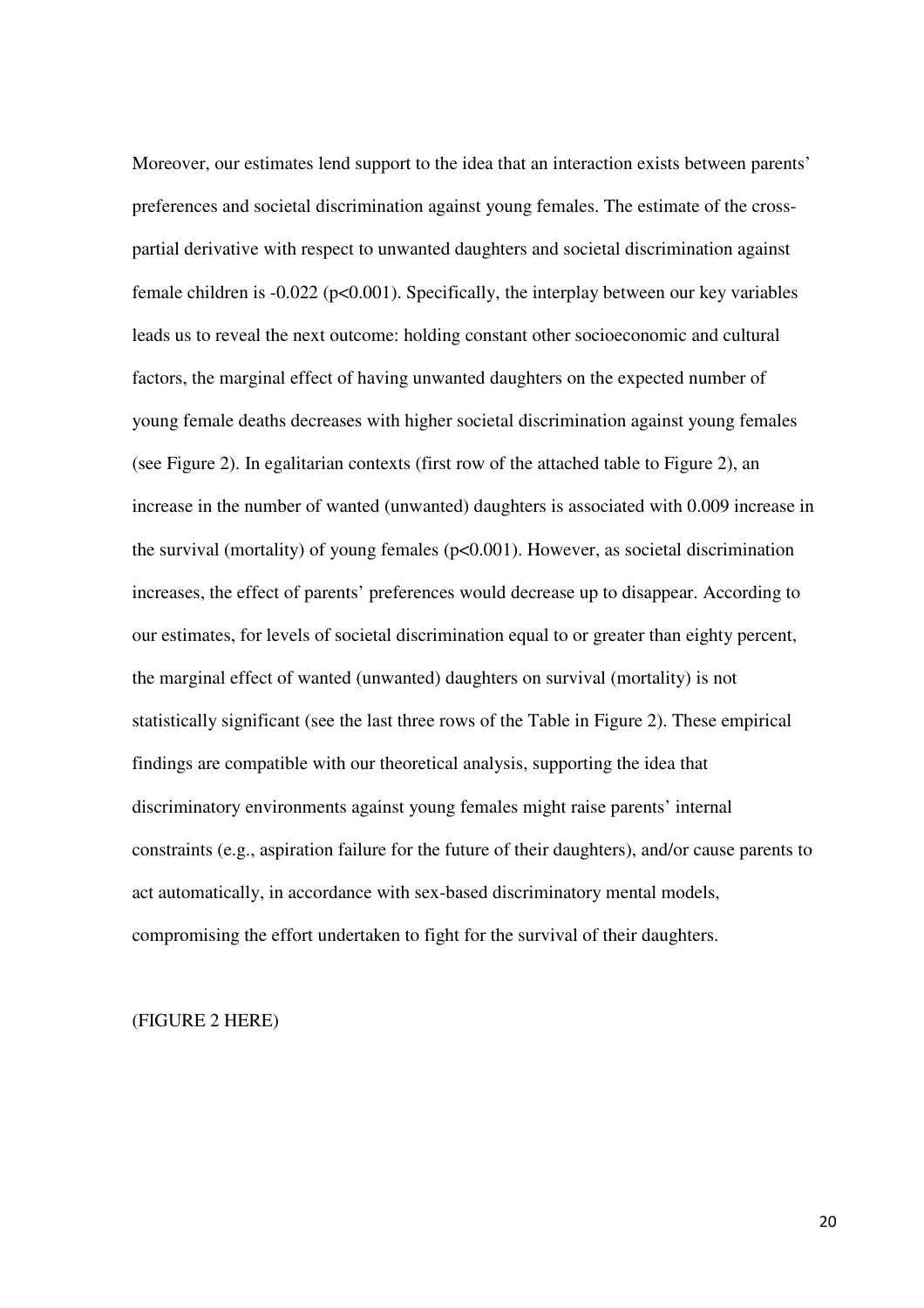Moreover, our estimates lend support to the idea that an interaction exists between parents' preferences and societal discrimination against young females. The estimate of the cross-partial derivative with respect to unwanted daughters and societal discrimination against female children is -0.022 ($p<0.001$). Specifically, the interplay between our key variables leads us to reveal the next outcome: holding constant other socioeconomic and cultural factors, the marginal effect of having unwanted daughters on the expected number of young female deaths decreases with higher societal discrimination against young females (see Figure 2). In egalitarian contexts (first row of the attached table to Figure 2), an increase in the number of wanted (unwanted) daughters is associated with 0.009 increase in the survival (mortality) of young females ($p<0.001$). However, as societal discrimination increases, the effect of parents' preferences would decrease up to disappear. According to our estimates, for levels of societal discrimination equal to or greater than eighty percent, the marginal effect of wanted (unwanted) daughters on survival (mortality) is not statistically significant (see the last three rows of the Table in Figure 2). These empirical findings are compatible with our theoretical analysis, supporting the idea that discriminatory environments against young females might raise parents' internal constraints (e.g., aspiration failure for the future of their daughters), and/or cause parents to act automatically, in accordance with sex-based discriminatory mental models, compromising the effort undertaken to fight for the survival of their daughters.

(FIGURE 2 HERE)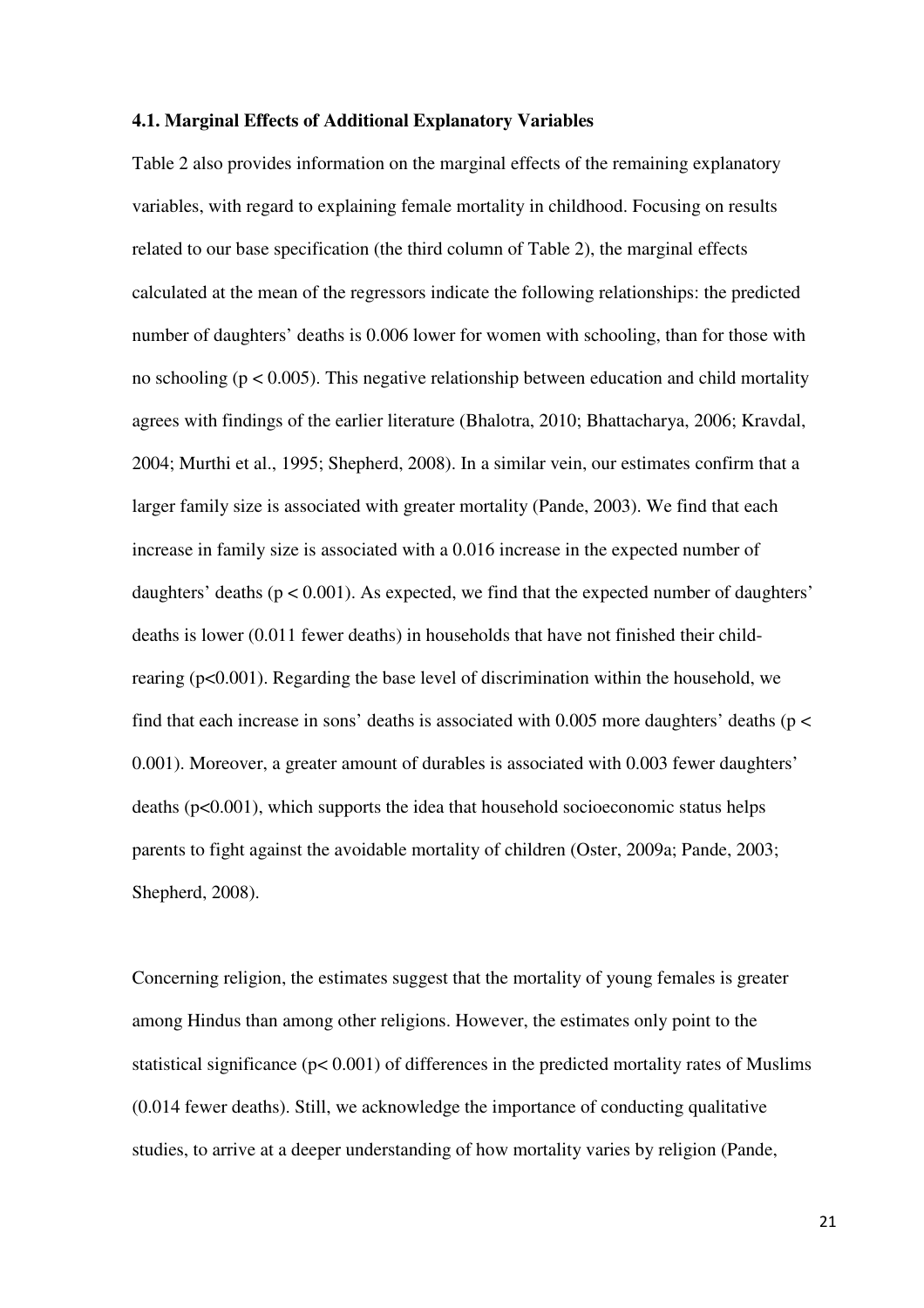### 4.1. Marginal Effects of Additional Explanatory Variables

Table 2 also provides information on the marginal effects of the remaining explanatory variables, with regard to explaining female mortality in childhood. Focusing on results related to our base specification (the third column of Table 2), the marginal effects calculated at the mean of the regressors indicate the following relationships: the predicted number of daughters' deaths is 0.006 lower for women with schooling, than for those with no schooling ($p < 0.005$). This negative relationship between education and child mortality agrees with findings of the earlier literature (Bhalotra, 2010; Bhattacharya, 2006; Kravdal, 2004; Murthi et al., 1995; Shepherd, 2008). In a similar vein, our estimates confirm that a larger family size is associated with greater mortality (Pande, 2003). We find that each increase in family size is associated with a 0.016 increase in the expected number of daughters' deaths ($p < 0.001$). As expected, we find that the expected number of daughters' deaths is lower (0.011 fewer deaths) in households that have not finished their child-rearing ($p<0.001$). Regarding the base level of discrimination within the household, we find that each increase in sons' deaths is associated with 0.005 more daughters' deaths ($p < 0.001$). Moreover, a greater amount of durables is associated with 0.003 fewer daughters' deaths ($p<0.001$), which supports the idea that household socioeconomic status helps parents to fight against the avoidable mortality of children (Oster, 2009a; Pande, 2003; Shepherd, 2008).

Concerning religion, the estimates suggest that the mortality of young females is greater among Hindus than among other religions. However, the estimates only point to the statistical significance ($p< 0.001$) of differences in the predicted mortality rates of Muslims (0.014 fewer deaths). Still, we acknowledge the importance of conducting qualitative studies, to arrive at a deeper understanding of how mortality varies by religion (Pande,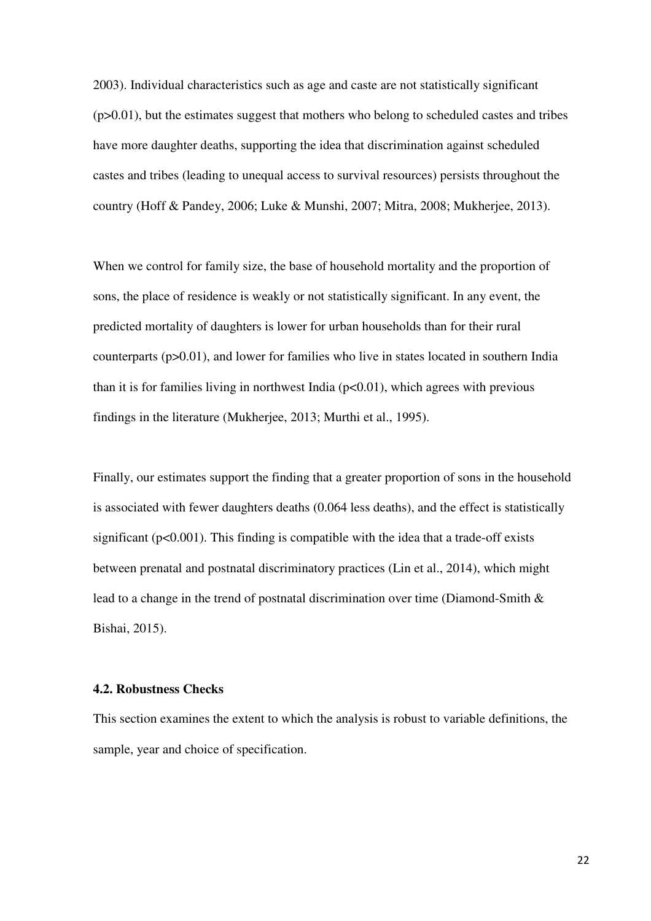2003). Individual characteristics such as age and caste are not statistically significant ($p>0.01$), but the estimates suggest that mothers who belong to scheduled castes and tribes have more daughter deaths, supporting the idea that discrimination against scheduled castes and tribes (leading to unequal access to survival resources) persists throughout the country (Hoff & Pandey, 2006; Luke & Munshi, 2007; Mitra, 2008; Mukherjee, 2013).

When we control for family size, the base of household mortality and the proportion of sons, the place of residence is weakly or not statistically significant. In any event, the predicted mortality of daughters is lower for urban households than for their rural counterparts ($p>0.01$), and lower for families who live in states located in southern India than it is for families living in northwest India ($p<0.01$), which agrees with previous findings in the literature (Mukherjee, 2013; Murthi et al., 1995).

Finally, our estimates support the finding that a greater proportion of sons in the household is associated with fewer daughters deaths (0.064 less deaths), and the effect is statistically significant ($p<0.001$). This finding is compatible with the idea that a trade-off exists between prenatal and postnatal discriminatory practices (Lin et al., 2014), which might lead to a change in the trend of postnatal discrimination over time (Diamond-Smith & Bishai, 2015).

### 4.2. Robustness Checks

This section examines the extent to which the analysis is robust to variable definitions, the sample, year and choice of specification.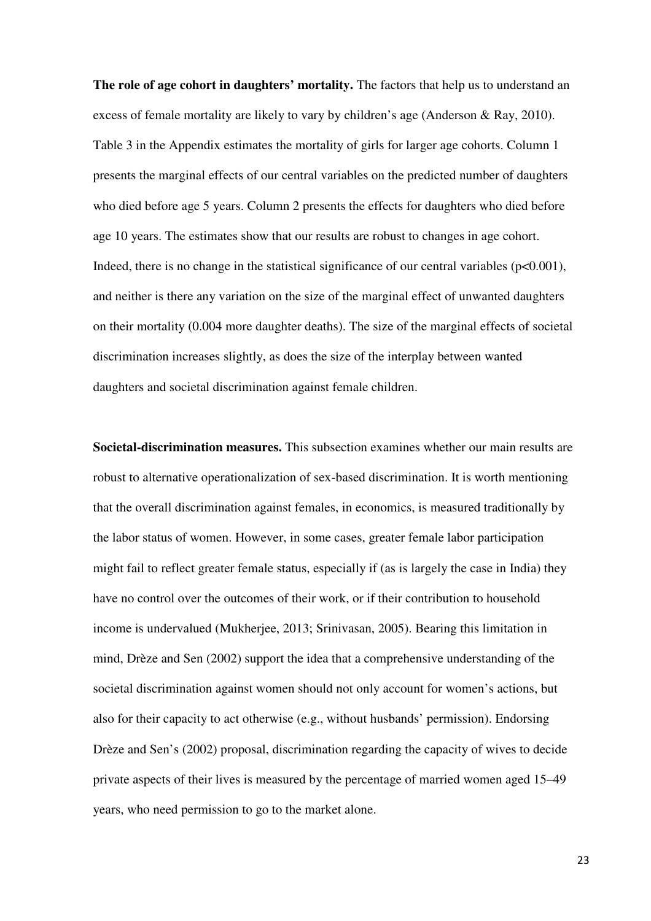**The role of age cohort in daughters' mortality.** The factors that help us to understand an excess of female mortality are likely to vary by children's age (Anderson & Ray, 2010). Table 3 in the Appendix estimates the mortality of girls for larger age cohorts. Column 1 presents the marginal effects of our central variables on the predicted number of daughters who died before age 5 years. Column 2 presents the effects for daughters who died before age 10 years. The estimates show that our results are robust to changes in age cohort. Indeed, there is no change in the statistical significance of our central variables ($p<0.001$), and neither is there any variation on the size of the marginal effect of unwanted daughters on their mortality (0.004 more daughter deaths). The size of the marginal effects of societal discrimination increases slightly, as does the size of the interplay between wanted daughters and societal discrimination against female children.

**Societal-discrimination measures.** This subsection examines whether our main results are robust to alternative operationalization of sex-based discrimination. It is worth mentioning that the overall discrimination against females, in economics, is measured traditionally by the labor status of women. However, in some cases, greater female labor participation might fail to reflect greater female status, especially if (as is largely the case in India) they have no control over the outcomes of their work, or if their contribution to household income is undervalued (Mukherjee, 2013; Srinivasan, 2005). Bearing this limitation in mind, Drèze and Sen (2002) support the idea that a comprehensive understanding of the societal discrimination against women should not only account for women's actions, but also for their capacity to act otherwise (e.g., without husbands' permission). Endorsing Drèze and Sen's (2002) proposal, discrimination regarding the capacity of wives to decide private aspects of their lives is measured by the percentage of married women aged 15–49 years, who need permission to go to the market alone.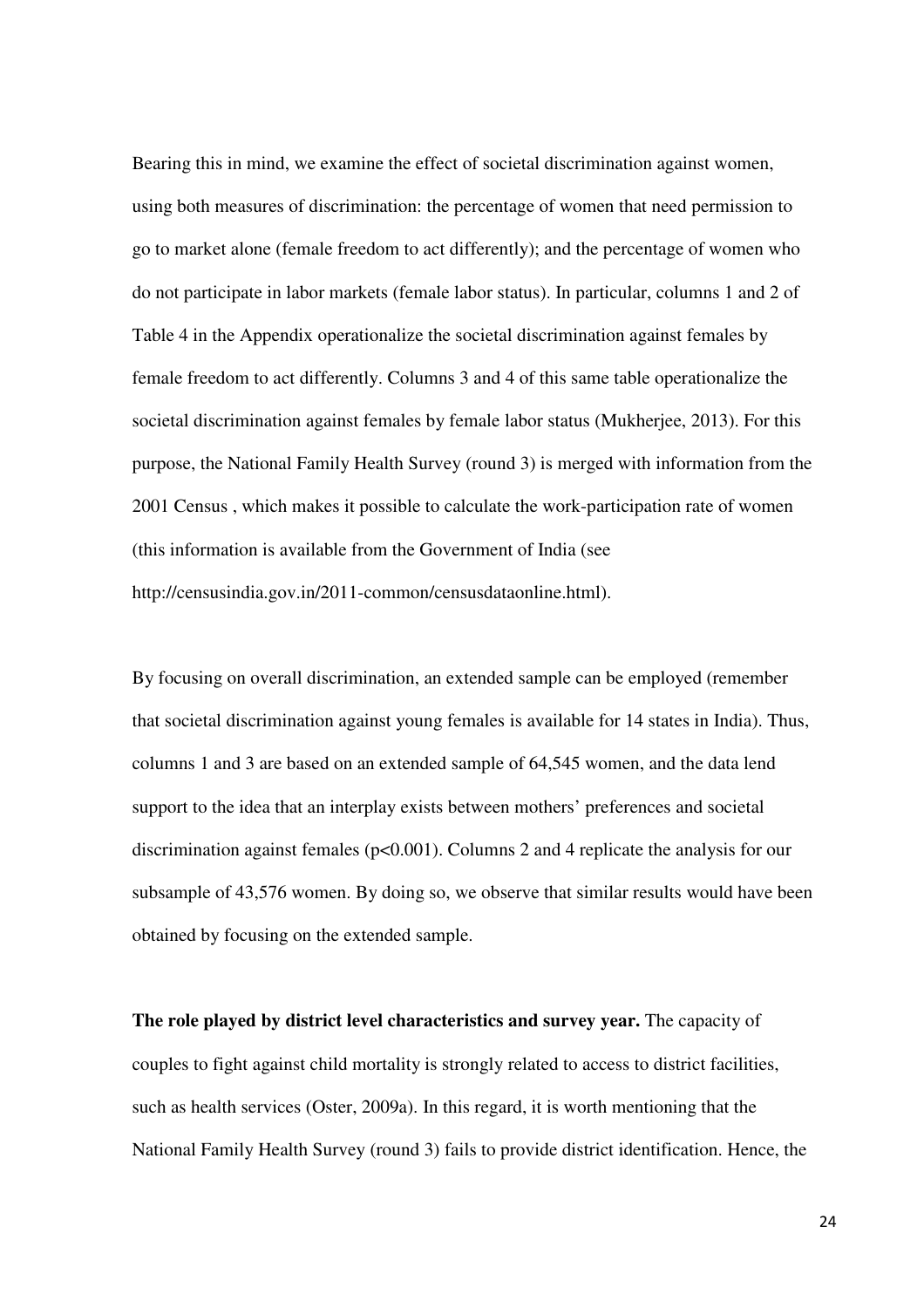Bearing this in mind, we examine the effect of societal discrimination against women, using both measures of discrimination: the percentage of women that need permission to go to market alone (female freedom to act differently); and the percentage of women who do not participate in labor markets (female labor status). In particular, columns 1 and 2 of Table 4 in the Appendix operationalize the societal discrimination against females by female freedom to act differently. Columns 3 and 4 of this same table operationalize the societal discrimination against females by female labor status (Mukherjee, 2013). For this purpose, the National Family Health Survey (round 3) is merged with information from the 2001 Census , which makes it possible to calculate the work-participation rate of women (this information is available from the Government of India (see http://censusindia.gov.in/2011-common/censusdataonline.html).

By focusing on overall discrimination, an extended sample can be employed (remember that societal discrimination against young females is available for 14 states in India). Thus, columns 1 and 3 are based on an extended sample of 64,545 women, and the data lend support to the idea that an interplay exists between mothers' preferences and societal discrimination against females ($p<0.001$). Columns 2 and 4 replicate the analysis for our subsample of 43,576 women. By doing so, we observe that similar results would have been obtained by focusing on the extended sample.

**The role played by district level characteristics and survey year.** The capacity of couples to fight against child mortality is strongly related to access to district facilities, such as health services (Oster, 2009a). In this regard, it is worth mentioning that the National Family Health Survey (round 3) fails to provide district identification. Hence, the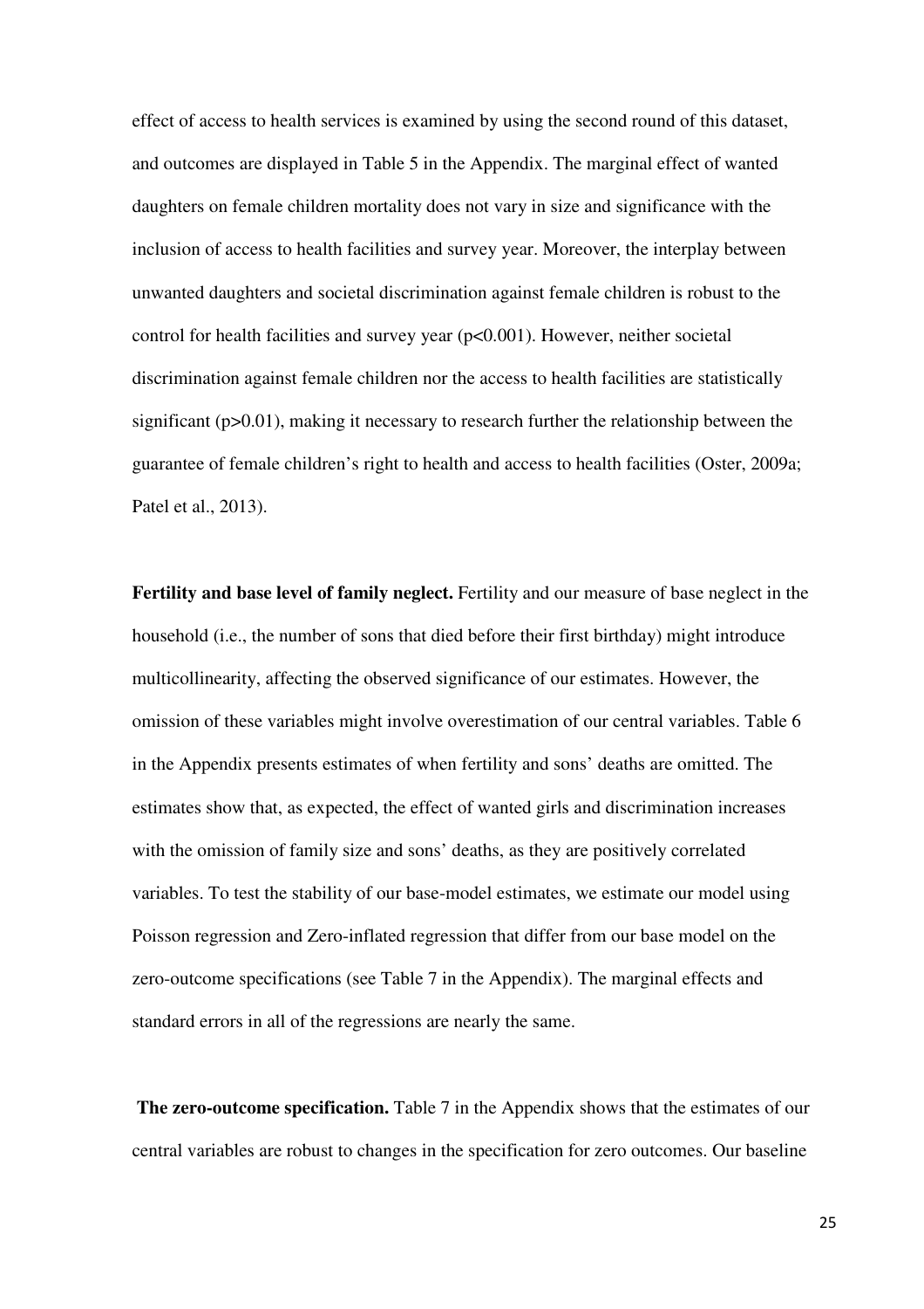effect of access to health services is examined by using the second round of this dataset, and outcomes are displayed in Table 5 in the Appendix. The marginal effect of wanted daughters on female children mortality does not vary in size and significance with the inclusion of access to health facilities and survey year. Moreover, the interplay between unwanted daughters and societal discrimination against female children is robust to the control for health facilities and survey year ($p<0.001$). However, neither societal discrimination against female children nor the access to health facilities are statistically significant ($p>0.01$), making it necessary to research further the relationship between the guarantee of female children's right to health and access to health facilities (Oster, 2009a; Patel et al., 2013).

**Fertility and base level of family neglect.** Fertility and our measure of base neglect in the household (i.e., the number of sons that died before their first birthday) might introduce multicollinearity, affecting the observed significance of our estimates. However, the omission of these variables might involve overestimation of our central variables. Table 6 in the Appendix presents estimates of when fertility and sons' deaths are omitted. The estimates show that, as expected, the effect of wanted girls and discrimination increases with the omission of family size and sons' deaths, as they are positively correlated variables. To test the stability of our base-model estimates, we estimate our model using Poisson regression and Zero-inflated regression that differ from our base model on the zero-outcome specifications (see Table 7 in the Appendix). The marginal effects and standard errors in all of the regressions are nearly the same.

**The zero-outcome specification.** Table 7 in the Appendix shows that the estimates of our central variables are robust to changes in the specification for zero outcomes. Our baseline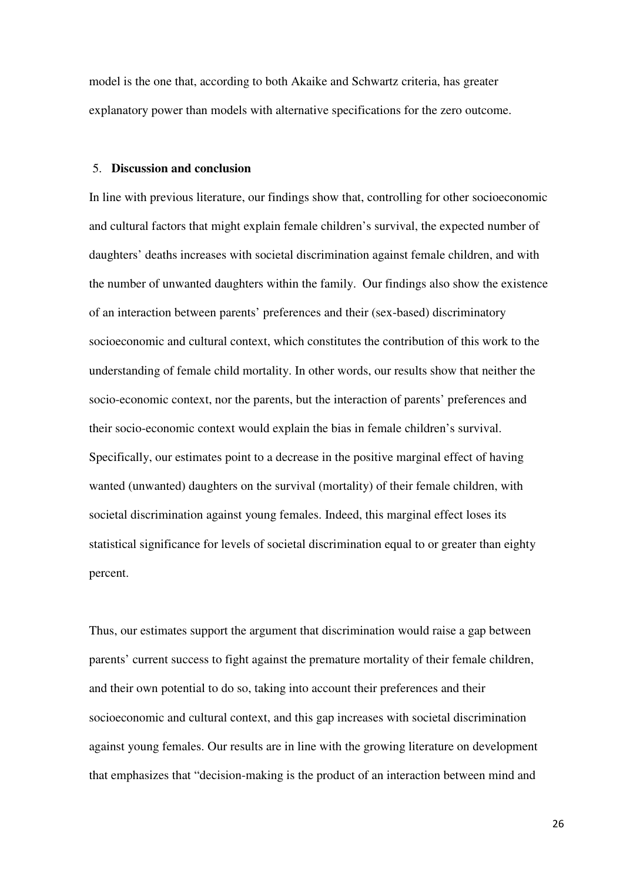model is the one that, according to both Akaike and Schwartz criteria, has greater explanatory power than models with alternative specifications for the zero outcome.

## 5. Discussion and conclusion

In line with previous literature, our findings show that, controlling for other socioeconomic and cultural factors that might explain female children's survival, the expected number of daughters' deaths increases with societal discrimination against female children, and with the number of unwanted daughters within the family. Our findings also show the existence of an interaction between parents' preferences and their (sex-based) discriminatory socioeconomic and cultural context, which constitutes the contribution of this work to the understanding of female child mortality. In other words, our results show that neither the socio-economic context, nor the parents, but the interaction of parents' preferences and their socio-economic context would explain the bias in female children's survival. Specifically, our estimates point to a decrease in the positive marginal effect of having wanted (unwanted) daughters on the survival (mortality) of their female children, with societal discrimination against young females. Indeed, this marginal effect loses its statistical significance for levels of societal discrimination equal to or greater than eighty percent.

Thus, our estimates support the argument that discrimination would raise a gap between parents' current success to fight against the premature mortality of their female children, and their own potential to do so, taking into account their preferences and their socioeconomic and cultural context, and this gap increases with societal discrimination against young females. Our results are in line with the growing literature on development that emphasizes that "decision-making is the product of an interaction between mind and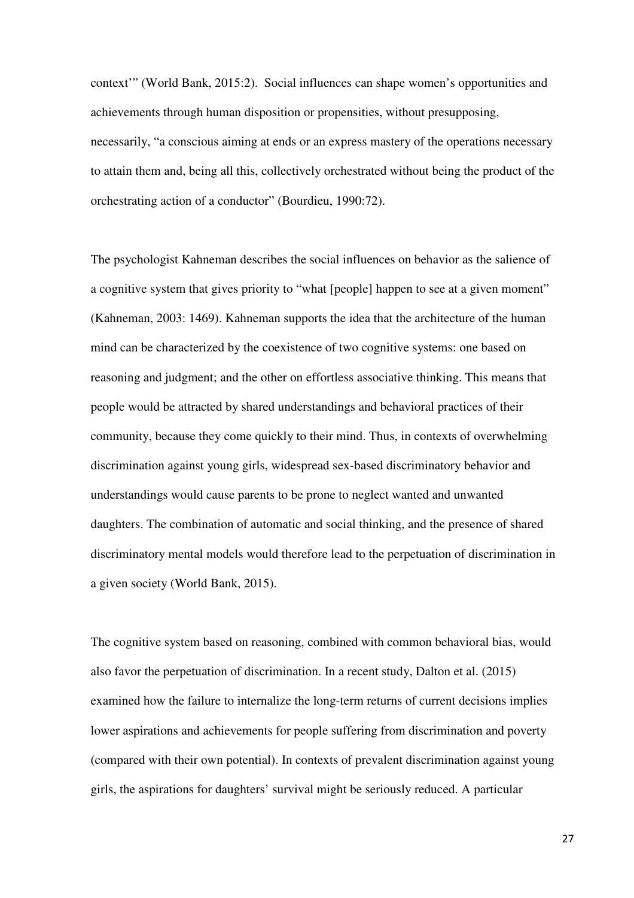context'" (World Bank, 2015:2). Social influences can shape women's opportunities and achievements through human disposition or propensities, without presupposing, necessarily, "a conscious aiming at ends or an express mastery of the operations necessary to attain them and, being all this, collectively orchestrated without being the product of the orchestrating action of a conductor" (Bourdieu, 1990:72).

The psychologist Kahneman describes the social influences on behavior as the salience of a cognitive system that gives priority to "what [people] happen to see at a given moment" (Kahneman, 2003: 1469). Kahneman supports the idea that the architecture of the human mind can be characterized by the coexistence of two cognitive systems: one based on reasoning and judgment; and the other on effortless associative thinking. This means that people would be attracted by shared understandings and behavioral practices of their community, because they come quickly to their mind. Thus, in contexts of overwhelming discrimination against young girls, widespread sex-based discriminatory behavior and understandings would cause parents to be prone to neglect wanted and unwanted daughters. The combination of automatic and social thinking, and the presence of shared discriminatory mental models would therefore lead to the perpetuation of discrimination in a given society (World Bank, 2015).

The cognitive system based on reasoning, combined with common behavioral bias, would also favor the perpetuation of discrimination. In a recent study, Dalton et al. (2015) examined how the failure to internalize the long-term returns of current decisions implies lower aspirations and achievements for people suffering from discrimination and poverty (compared with their own potential). In contexts of prevalent discrimination against young girls, the aspirations for daughters' survival might be seriously reduced. A particular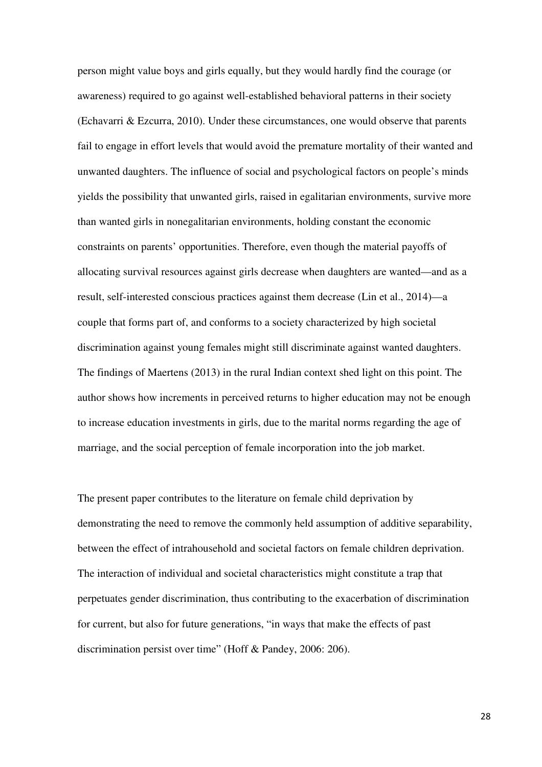person might value boys and girls equally, but they would hardly find the courage (or awareness) required to go against well-established behavioral patterns in their society (Echavarri & Ezcurra, 2010). Under these circumstances, one would observe that parents fail to engage in effort levels that would avoid the premature mortality of their wanted and unwanted daughters. The influence of social and psychological factors on people's minds yields the possibility that unwanted girls, raised in egalitarian environments, survive more than wanted girls in nonegalitarian environments, holding constant the economic constraints on parents' opportunities. Therefore, even though the material payoffs of allocating survival resources against girls decrease when daughters are wanted—and as a result, self-interested conscious practices against them decrease (Lin et al., 2014)—a couple that forms part of, and conforms to a society characterized by high societal discrimination against young females might still discriminate against wanted daughters. The findings of Maertens (2013) in the rural Indian context shed light on this point. The author shows how increments in perceived returns to higher education may not be enough to increase education investments in girls, due to the marital norms regarding the age of marriage, and the social perception of female incorporation into the job market.

The present paper contributes to the literature on female child deprivation by demonstrating the need to remove the commonly held assumption of additive separability, between the effect of intrahousehold and societal factors on female children deprivation. The interaction of individual and societal characteristics might constitute a trap that perpetuates gender discrimination, thus contributing to the exacerbation of discrimination for current, but also for future generations, "in ways that make the effects of past discrimination persist over time" (Hoff & Pandey, 2006: 206).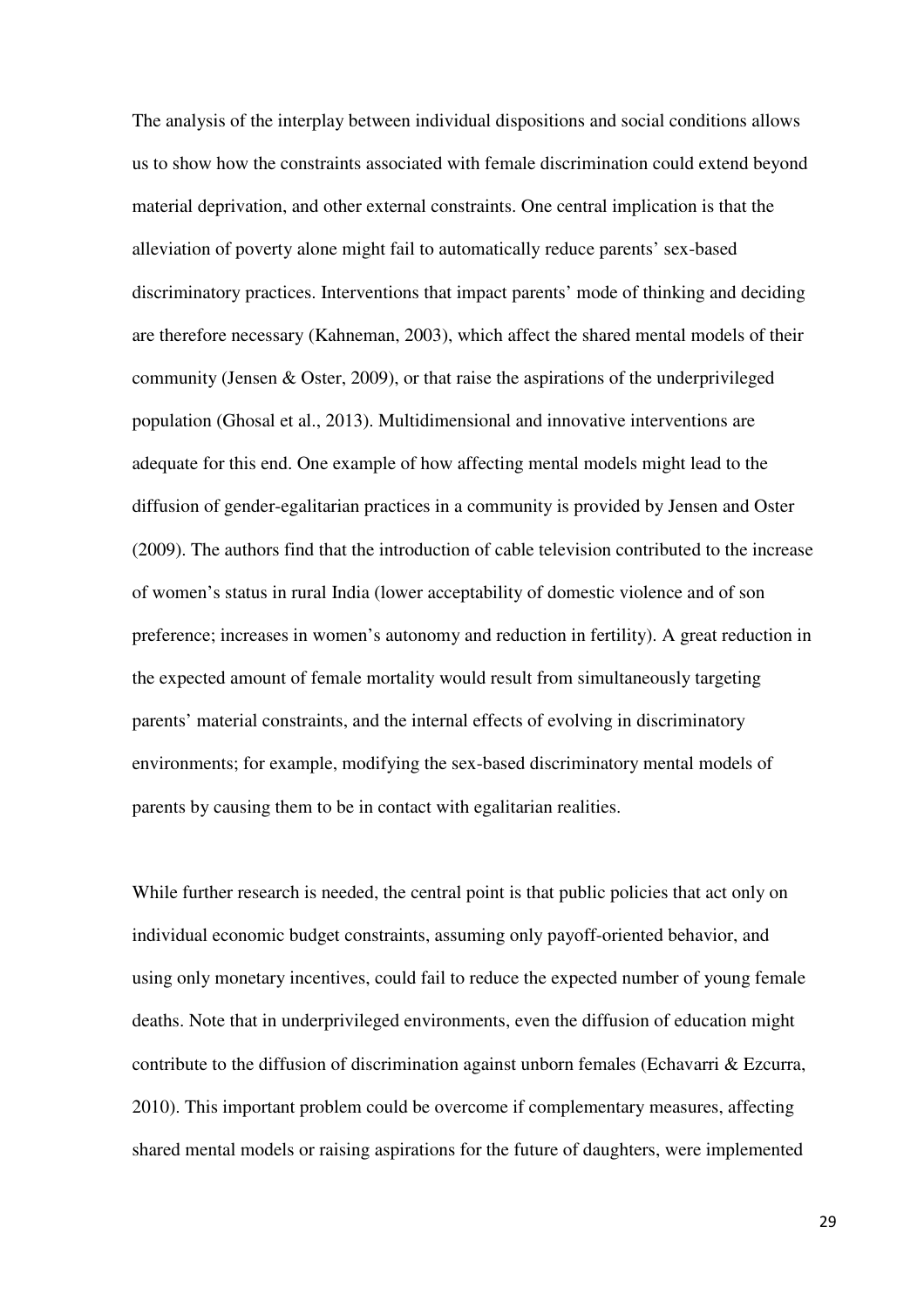The analysis of the interplay between individual dispositions and social conditions allows us to show how the constraints associated with female discrimination could extend beyond material deprivation, and other external constraints. One central implication is that the alleviation of poverty alone might fail to automatically reduce parents' sex-based discriminatory practices. Interventions that impact parents' mode of thinking and deciding are therefore necessary (Kahneman, 2003), which affect the shared mental models of their community (Jensen & Oster, 2009), or that raise the aspirations of the underprivileged population (Ghosal et al., 2013). Multidimensional and innovative interventions are adequate for this end. One example of how affecting mental models might lead to the diffusion of gender-egalitarian practices in a community is provided by Jensen and Oster (2009). The authors find that the introduction of cable television contributed to the increase of women's status in rural India (lower acceptability of domestic violence and of son preference; increases in women's autonomy and reduction in fertility). A great reduction in the expected amount of female mortality would result from simultaneously targeting parents' material constraints, and the internal effects of evolving in discriminatory environments; for example, modifying the sex-based discriminatory mental models of parents by causing them to be in contact with egalitarian realities.

While further research is needed, the central point is that public policies that act only on individual economic budget constraints, assuming only payoff-oriented behavior, and using only monetary incentives, could fail to reduce the expected number of young female deaths. Note that in underprivileged environments, even the diffusion of education might contribute to the diffusion of discrimination against unborn females (Echavarri & Ezcurra, 2010). This important problem could be overcome if complementary measures, affecting shared mental models or raising aspirations for the future of daughters, were implemented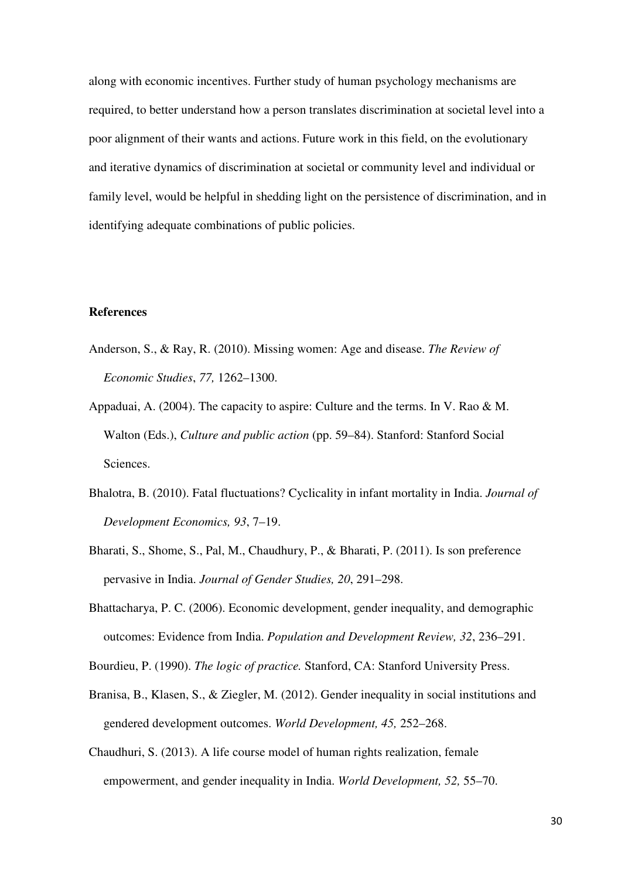along with economic incentives. Further study of human psychology mechanisms are required, to better understand how a person translates discrimination at societal level into a poor alignment of their wants and actions. Future work in this field, on the evolutionary and iterative dynamics of discrimination at societal or community level and individual or family level, would be helpful in shedding light on the persistence of discrimination, and in identifying adequate combinations of public policies.

## References

Anderson, S., & Ray, R. (2010). Missing women: Age and disease. *The Review of Economic Studies*, *77,* 1262–1300.

Appaduai, A. (2004). The capacity to aspire: Culture and the terms. In V. Rao & M. Walton (Eds.), *Culture and public action* (pp. 59–84). Stanford: Stanford Social Sciences.

Bhalotra, B. (2010). Fatal fluctuations? Cyclicality in infant mortality in India. *Journal of Development Economics, 93*, 7–19.

Bharati, S., Shome, S., Pal, M., Chaudhury, P., & Bharati, P. (2011). Is son preference pervasive in India. *Journal of Gender Studies, 20*, 291–298.

Bhattacharya, P. C. (2006). Economic development, gender inequality, and demographic outcomes: Evidence from India. *Population and Development Review, 32*, 236–291.

Bourdieu, P. (1990). *The logic of practice.* Stanford, CA: Stanford University Press.

Branisa, B., Klasen, S., & Ziegler, M. (2012). Gender inequality in social institutions and gendered development outcomes. *World Development, 45,* 252–268.

Chaudhuri, S. (2013). A life course model of human rights realization, female empowerment, and gender inequality in India. *World Development, 52,* 55–70.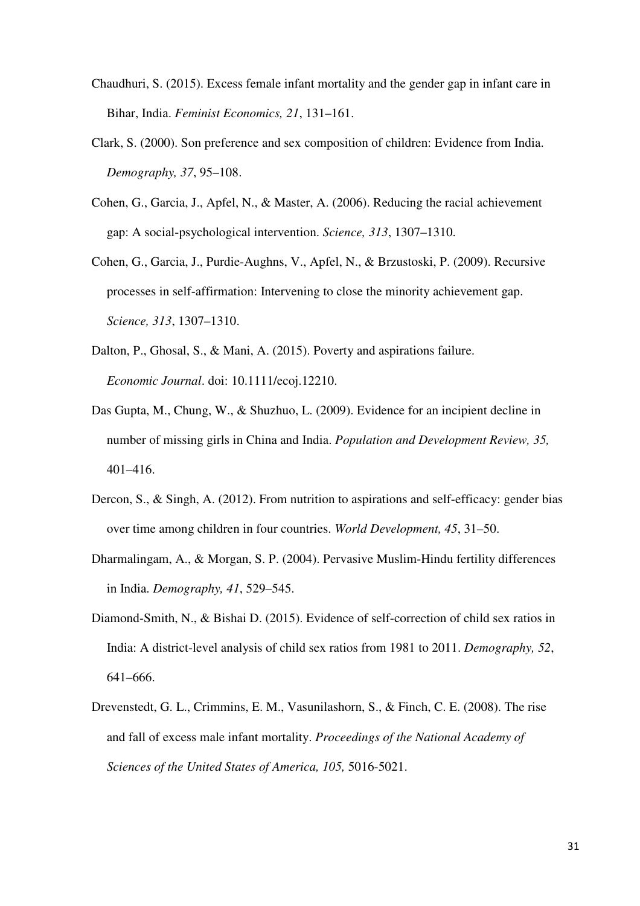Chaudhuri, S. (2015). Excess female infant mortality and the gender gap in infant care in Bihar, India. *Feminist Economics, 21*, 131–161.

Clark, S. (2000). Son preference and sex composition of children: Evidence from India. *Demography, 37*, 95–108.

Cohen, G., Garcia, J., Apfel, N., & Master, A. (2006). Reducing the racial achievement gap: A social-psychological intervention. *Science, 313*, 1307–1310.

Cohen, G., Garcia, J., Purdie-Aughns, V., Apfel, N., & Brzustoski, P. (2009). Recursive processes in self-affirmation: Intervening to close the minority achievement gap. *Science, 313*, 1307–1310.

Dalton, P., Ghosal, S., & Mani, A. (2015). Poverty and aspirations failure. *Economic Journal*. doi: 10.1111/ecoj.12210.

Das Gupta, M., Chung, W., & Shuzhuo, L. (2009). Evidence for an incipient decline in number of missing girls in China and India. *Population and Development Review, 35,* 401–416.

Dercon, S., & Singh, A. (2012). From nutrition to aspirations and self-efficacy: gender bias over time among children in four countries. *World Development, 45*, 31–50.

Dharmalingam, A., & Morgan, S. P. (2004). Pervasive Muslim-Hindu fertility differences in India. *Demography, 41*, 529–545.

Diamond-Smith, N., & Bishai D. (2015). Evidence of self-correction of child sex ratios in India: A district-level analysis of child sex ratios from 1981 to 2011. *Demography, 52*, 641–666.

Drevenstedt, G. L., Crimmins, E. M., Vasunilashorn, S., & Finch, C. E. (2008). The rise and fall of excess male infant mortality. *Proceedings of the National Academy of Sciences of the United States of America, 105,* 5016-5021.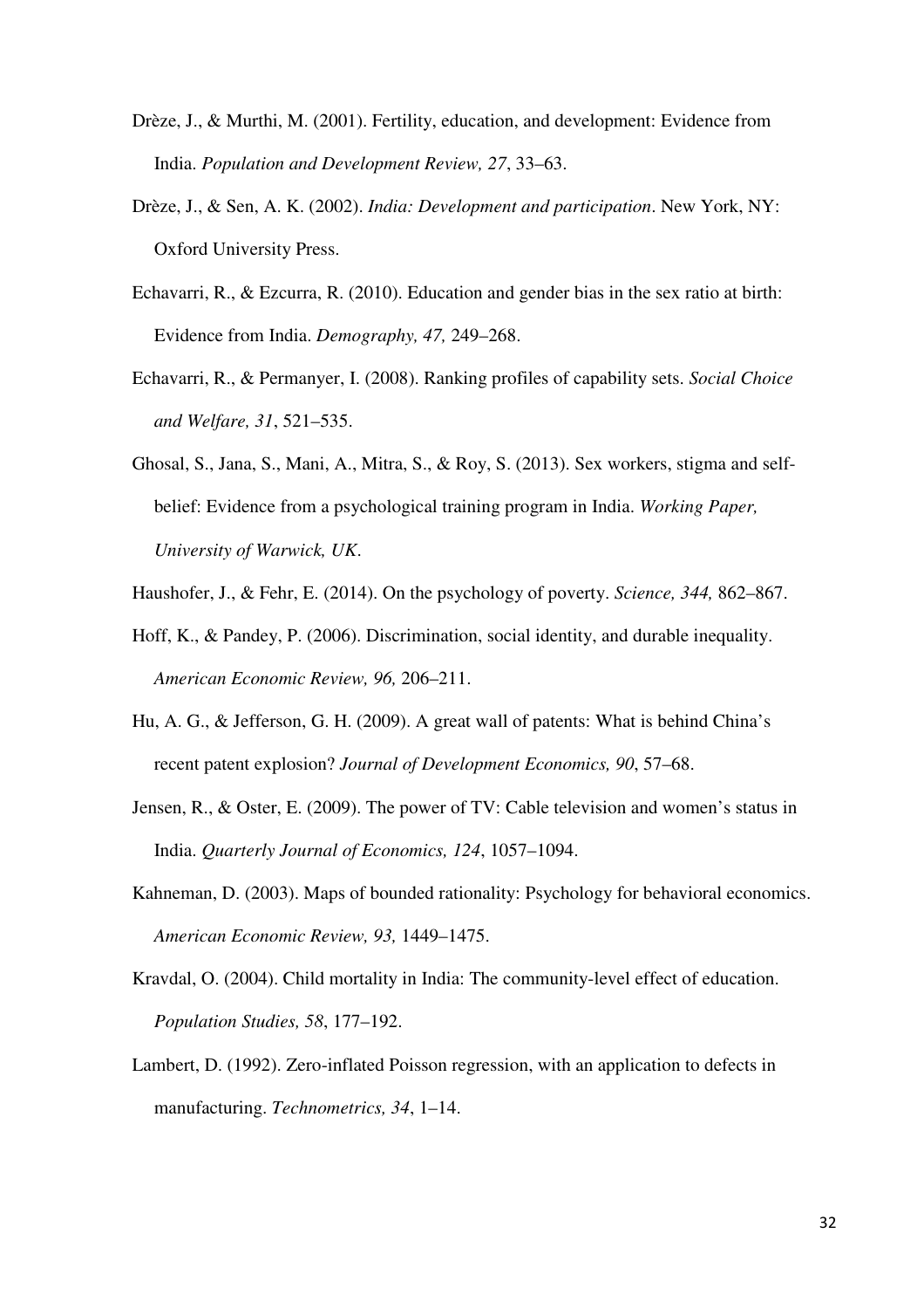Drèze, J., & Murthi, M. (2001). Fertility, education, and development: Evidence from India. *Population and Development Review, 27*, 33–63.

Drèze, J., & Sen, A. K. (2002). *India: Development and participation*. New York, NY: Oxford University Press.

Echavarri, R., & Ezcurra, R. (2010). Education and gender bias in the sex ratio at birth: Evidence from India. *Demography, 47,* 249–268.

Echavarri, R., & Permanyer, I. (2008). Ranking profiles of capability sets. *Social Choice and Welfare, 31*, 521–535.

Ghosal, S., Jana, S., Mani, A., Mitra, S., & Roy, S. (2013). Sex workers, stigma and self-belief: Evidence from a psychological training program in India. *Working Paper, University of Warwick, UK*.

Haushofer, J., & Fehr, E. (2014). On the psychology of poverty. *Science, 344,* 862–867.

Hoff, K., & Pandey, P. (2006). Discrimination, social identity, and durable inequality. *American Economic Review, 96,* 206–211.

Hu, A. G., & Jefferson, G. H. (2009). A great wall of patents: What is behind China's recent patent explosion? *Journal of Development Economics, 90*, 57–68.

Jensen, R., & Oster, E. (2009). The power of TV: Cable television and women's status in India. *Quarterly Journal of Economics, 124*, 1057–1094.

Kahneman, D. (2003). Maps of bounded rationality: Psychology for behavioral economics. *American Economic Review, 93,* 1449–1475.

Kravdal, O. (2004). Child mortality in India: The community-level effect of education. *Population Studies, 58*, 177–192.

Lambert, D. (1992). Zero-inflated Poisson regression, with an application to defects in manufacturing. *Technometrics, 34*, 1–14.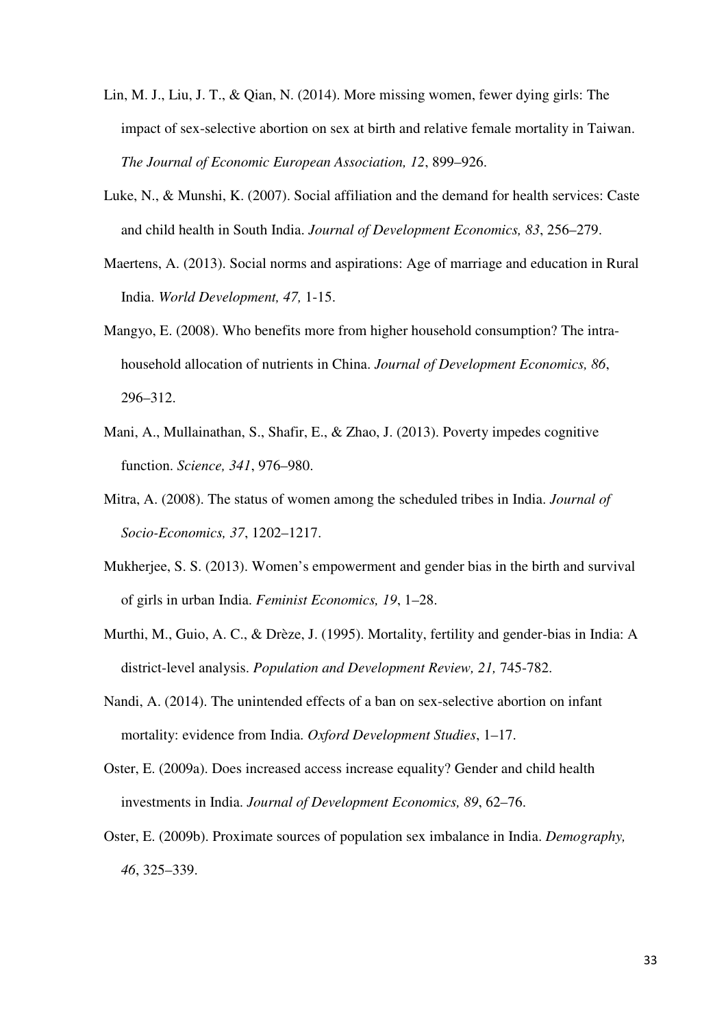Lin, M. J., Liu, J. T., & Qian, N. (2014). More missing women, fewer dying girls: The impact of sex-selective abortion on sex at birth and relative female mortality in Taiwan. *The Journal of Economic European Association, 12*, 899–926.

Luke, N., & Munshi, K. (2007). Social affiliation and the demand for health services: Caste and child health in South India. *Journal of Development Economics, 83*, 256–279.

Maertens, A. (2013). Social norms and aspirations: Age of marriage and education in Rural India. *World Development, 47,* 1-15.

Mangyo, E. (2008). Who benefits more from higher household consumption? The intra-household allocation of nutrients in China. *Journal of Development Economics, 86*, 296–312.

Mani, A., Mullainathan, S., Shafir, E., & Zhao, J. (2013). Poverty impedes cognitive function. *Science, 341*, 976–980.

Mitra, A. (2008). The status of women among the scheduled tribes in India. *Journal of Socio-Economics, 37*, 1202–1217.

Mukherjee, S. S. (2013). Women's empowerment and gender bias in the birth and survival of girls in urban India. *Feminist Economics, 19*, 1–28.

Murthi, M., Guio, A. C., & Drèze, J. (1995). Mortality, fertility and gender-bias in India: A district-level analysis. *Population and Development Review, 21,* 745-782.

Nandi, A. (2014). The unintended effects of a ban on sex-selective abortion on infant mortality: evidence from India. *Oxford Development Studies*, 1–17.

Oster, E. (2009a). Does increased access increase equality? Gender and child health investments in India. *Journal of Development Economics, 89*, 62–76.

Oster, E. (2009b). Proximate sources of population sex imbalance in India. *Demography, 46*, 325–339.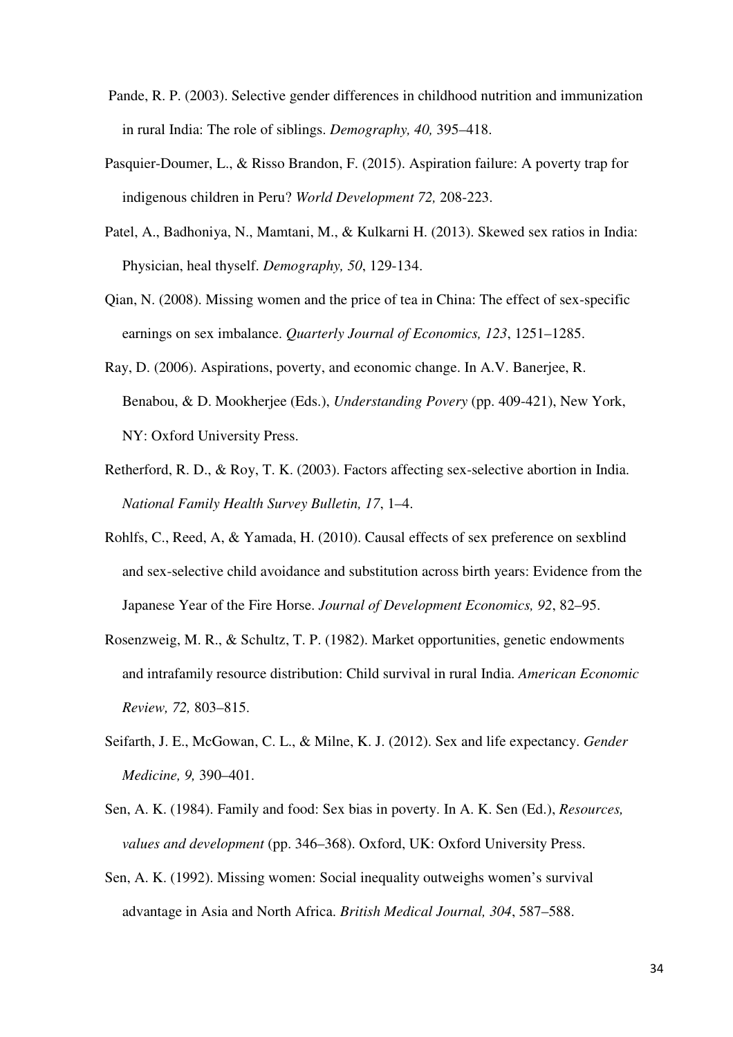Pande, R. P. (2003). Selective gender differences in childhood nutrition and immunization in rural India: The role of siblings. *Demography, 40,* 395–418.

Pasquier-Doumer, L., & Risso Brandon, F. (2015). Aspiration failure: A poverty trap for indigenous children in Peru? *World Development 72,* 208-223.

Patel, A., Badhoniya, N., Mamtani, M., & Kulkarni H. (2013). Skewed sex ratios in India: Physician, heal thyself. *Demography, 50*, 129-134.

Qian, N. (2008). Missing women and the price of tea in China: The effect of sex-specific earnings on sex imbalance. *Quarterly Journal of Economics, 123*, 1251–1285.

Ray, D. (2006). Aspirations, poverty, and economic change. In A.V. Banerjee, R. Benabou, & D. Mookherjee (Eds.), *Understanding Povery* (pp. 409-421), New York, NY: Oxford University Press.

Retherford, R. D., & Roy, T. K. (2003). Factors affecting sex-selective abortion in India. *National Family Health Survey Bulletin, 17*, 1–4.

Rohlfs, C., Reed, A, & Yamada, H. (2010). Causal effects of sex preference on sexblind and sex-selective child avoidance and substitution across birth years: Evidence from the Japanese Year of the Fire Horse. *Journal of Development Economics, 92*, 82–95.

Rosenzweig, M. R., & Schultz, T. P. (1982). Market opportunities, genetic endowments and intrafamily resource distribution: Child survival in rural India. *American Economic Review, 72,* 803–815.

Seifarth, J. E., McGowan, C. L., & Milne, K. J. (2012). Sex and life expectancy. *Gender Medicine, 9,* 390–401.

Sen, A. K. (1984). Family and food: Sex bias in poverty. In A. K. Sen (Ed.), *Resources, values and development* (pp. 346–368). Oxford, UK: Oxford University Press.

Sen, A. K. (1992). Missing women: Social inequality outweighs women's survival advantage in Asia and North Africa. *British Medical Journal, 304*, 587–588.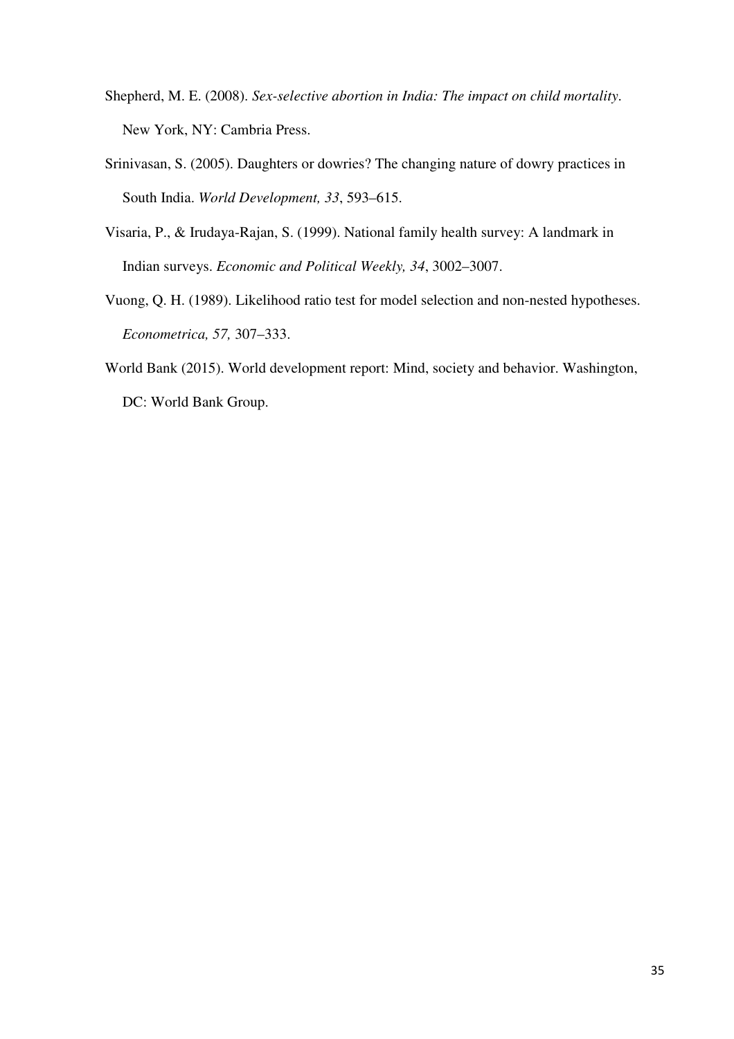Shepherd, M. E. (2008). *Sex-selective abortion in India: The impact on child mortality*. New York, NY: Cambria Press.

Srinivasan, S. (2005). Daughters or dowries? The changing nature of dowry practices in South India. *World Development, 33*, 593–615.

Visaria, P., & Irudaya-Rajan, S. (1999). National family health survey: A landmark in Indian surveys. *Economic and Political Weekly, 34*, 3002–3007.

Vuong, Q. H. (1989). Likelihood ratio test for model selection and non-nested hypotheses. *Econometrica, 57,* 307–333.

World Bank (2015). World development report: Mind, society and behavior. Washington, DC: World Bank Group.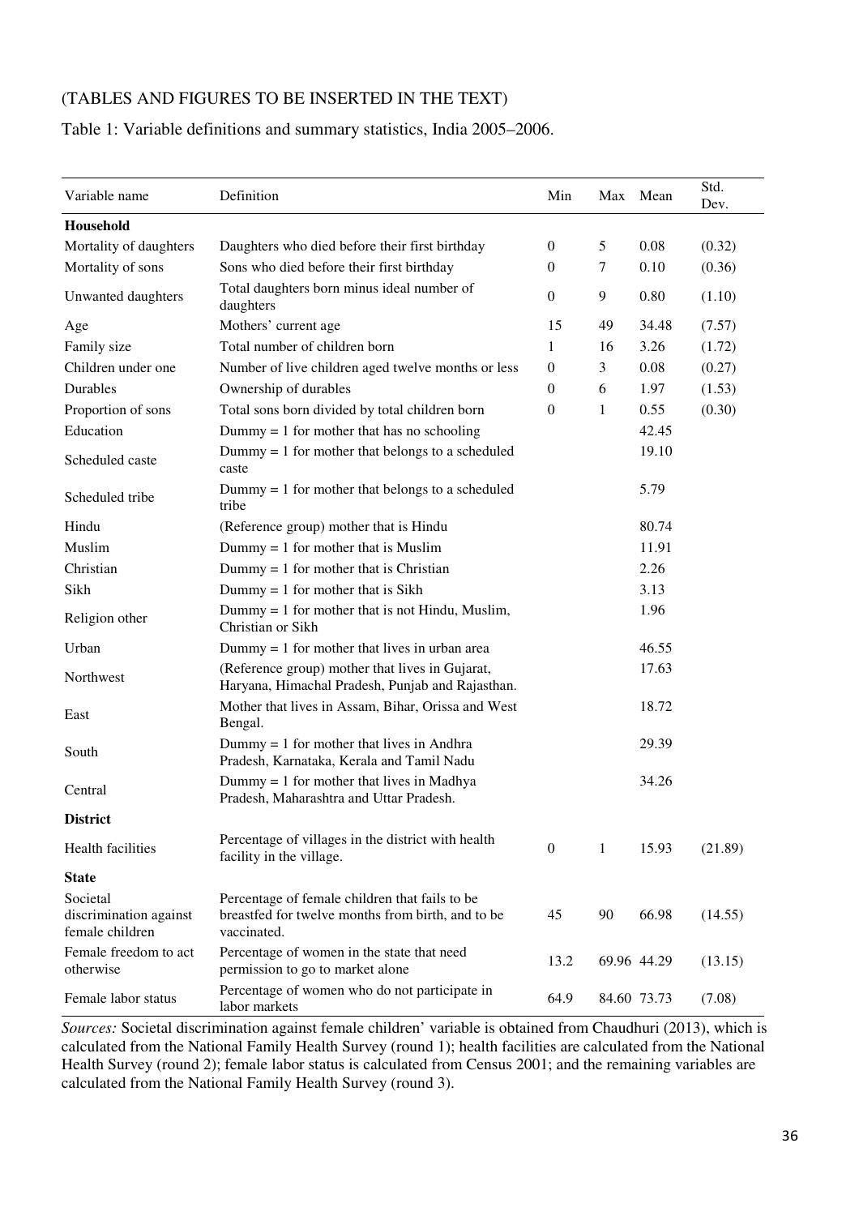(TABLES AND FIGURES TO BE INSERTED IN THE TEXT)

Table 1: Variable definitions and summary statistics, India 2005–2006.

| Variable name | Definition | Min | Max | Mean | Std. Dev. |
|---|---|---|---|---|---|
| **Household** | | | | | |
| Mortality of daughters | Daughters who died before their first birthday | 0 | 5 | 0.08 | (0.32) |
| Mortality of sons | Sons who died before their first birthday | 0 | 7 | 0.10 | (0.36) |
| Unwanted daughters | Total daughters born minus ideal number of daughters | 0 | 9 | 0.80 | (1.10) |
| Age | Mothers' current age | 15 | 49 | 34.48 | (7.57) |
| Family size | Total number of children born | 1 | 16 | 3.26 | (1.72) |
| Children under one | Number of live children aged twelve months or less | 0 | 3 | 0.08 | (0.27) |
| Durables | Ownership of durables | 0 | 6 | 1.97 | (1.53) |
| Proportion of sons | Total sons born divided by total children born | 0 | 1 | 0.55 | (0.30) |
| Education | Dummy = 1 for mother that has no schooling | | | 42.45 | |
| Scheduled caste | Dummy = 1 for mother that belongs to a scheduled caste | | | 19.10 | |
| Scheduled tribe | Dummy = 1 for mother that belongs to a scheduled tribe | | | 5.79 | |
| Hindu | (Reference group) mother that is Hindu | | | 80.74 | |
| Muslim | Dummy = 1 for mother that is Muslim | | | 11.91 | |
| Christian | Dummy = 1 for mother that is Christian | | | 2.26 | |
| Sikh | Dummy = 1 for mother that is Sikh | | | 3.13 | |
| Religion other | Dummy = 1 for mother that is not Hindu, Muslim, Christian or Sikh | | | 1.96 | |
| Urban | Dummy = 1 for mother that lives in urban area | | | 46.55 | |
| Northwest | (Reference group) mother that lives in Gujarat, Haryana, Himachal Pradesh, Punjab and Rajasthan. | | | 17.63 | |
| East | Mother that lives in Assam, Bihar, Orissa and West Bengal. | | | 18.72 | |
| South | Dummy = 1 for mother that lives in Andhra Pradesh, Karnataka, Kerala and Tamil Nadu | | | 29.39 | |
| Central | Dummy = 1 for mother that lives in Madhya Pradesh, Maharashtra and Uttar Pradesh. | | | 34.26 | |
| **District** | | | | | |
| Health facilities | Percentage of villages in the district with health facility in the village. | 0 | 1 | 15.93 | (21.89) |
| **State** | | | | | |
| Societal discrimination against female children | Percentage of female children that fails to be breastfed for twelve months from birth, and to be vaccinated. | 45 | 90 | 66.98 | (14.55) |
| Female freedom to act otherwise | Percentage of women in the state that need permission to go to market alone | 13.2 | 69.96 | 44.29 | (13.15) |
| Female labor status | Percentage of women who do not participate in labor markets | 64.9 | 84.60 | 73.73 | (7.08) |

*Sources:* Societal discrimination against female children' variable is obtained from Chaudhuri (2013), which is calculated from the National Family Health Survey (round 1); health facilities are calculated from the National Health Survey (round 2); female labor status is calculated from Census 2001; and the remaining variables are calculated from the National Family Health Survey (round 3).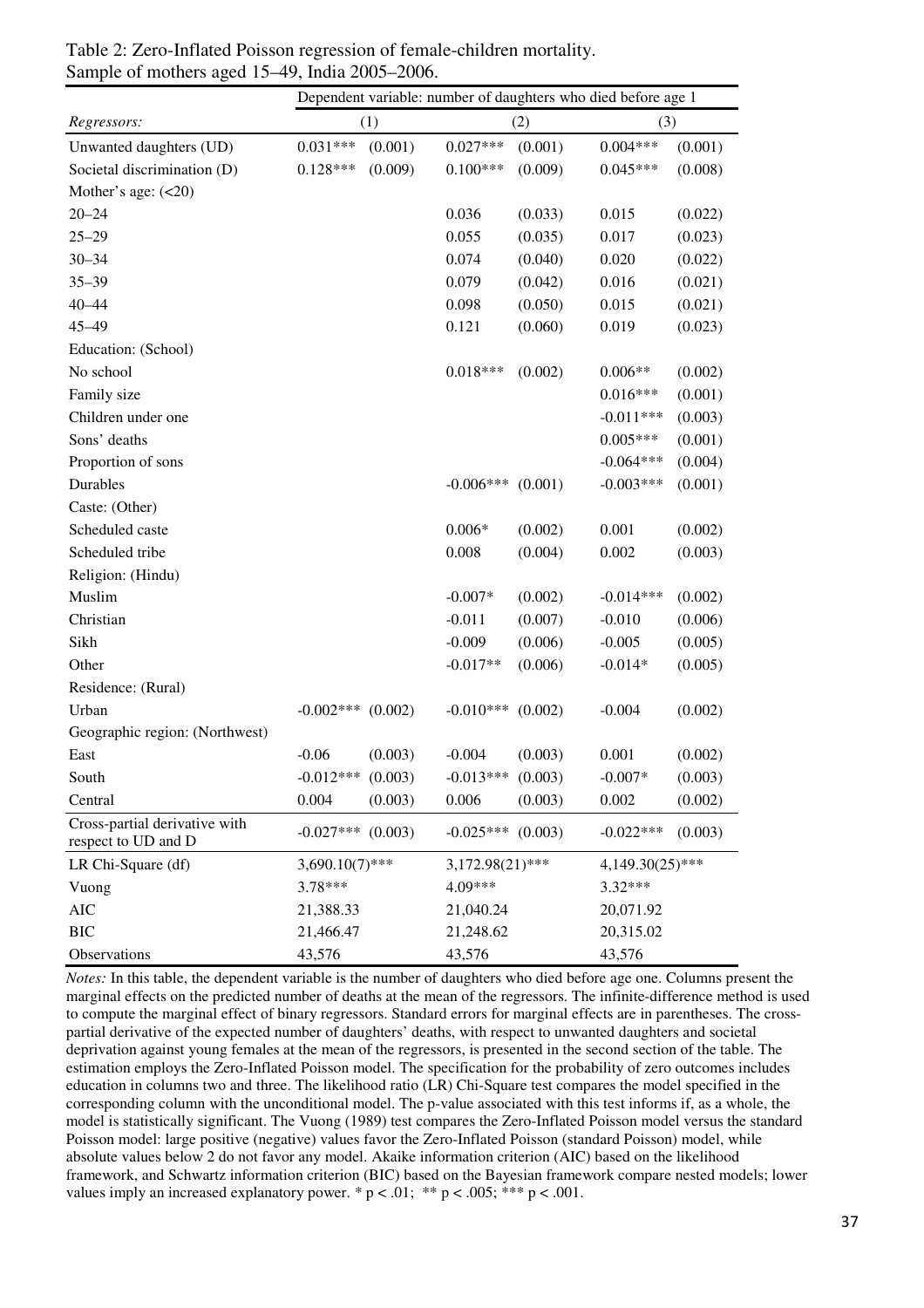Table 2: Zero-Inflated Poisson regression of female-children mortality.
Sample of mothers aged 15–49, India 2005–2006.

| | Dependent variable: number of daughters who died before age 1 | | | | | |
|---|---|---|---|---|---|---|
| *Regressors:* | (1) | | (2) | | (3) | |
| Unwanted daughters (UD) | 0.031*** | (0.001) | 0.027*** | (0.001) | 0.004*** | (0.001) |
| Societal discrimination (D) | 0.128*** | (0.009) | 0.100*** | (0.009) | 0.045*** | (0.008) |
| Mother's age: (<20) | | | | | | |
| 20–24 | | | 0.036 | (0.033) | 0.015 | (0.022) |
| 25–29 | | | 0.055 | (0.035) | 0.017 | (0.023) |
| 30–34 | | | 0.074 | (0.040) | 0.020 | (0.022) |
| 35–39 | | | 0.079 | (0.042) | 0.016 | (0.021) |
| 40–44 | | | 0.098 | (0.050) | 0.015 | (0.021) |
| 45–49 | | | 0.121 | (0.060) | 0.019 | (0.023) |
| Education: (School) | | | | | | |
| No school | | | 0.018*** | (0.002) | 0.006** | (0.002) |
| Family size | | | | | 0.016*** | (0.001) |
| Children under one | | | | | -0.011*** | (0.003) |
| Sons' deaths | | | | | 0.005*** | (0.001) |
| Proportion of sons | | | | | -0.064*** | (0.004) |
| Durables | | | -0.006*** | (0.001) | -0.003*** | (0.001) |
| Caste: (Other) | | | | | | |
| Scheduled caste | | | 0.006* | (0.002) | 0.001 | (0.002) |
| Scheduled tribe | | | 0.008 | (0.004) | 0.002 | (0.003) |
| Religion: (Hindu) | | | | | | |
| Muslim | | | -0.007* | (0.002) | -0.014*** | (0.002) |
| Christian | | | -0.011 | (0.007) | -0.010 | (0.006) |
| Sikh | | | -0.009 | (0.006) | -0.005 | (0.005) |
| Other | | | -0.017** | (0.006) | -0.014* | (0.005) |
| Residence: (Rural) | | | | | | |
| Urban | -0.002*** | (0.002) | -0.010*** | (0.002) | -0.004 | (0.002) |
| Geographic region: (Northwest) | | | | | | |
| East | -0.06 | (0.003) | -0.004 | (0.003) | 0.001 | (0.002) |
| South | -0.012*** | (0.003) | -0.013*** | (0.003) | -0.007* | (0.003) |
| Central | 0.004 | (0.003) | 0.006 | (0.003) | 0.002 | (0.002) |
| Cross-partial derivative with respect to UD and D | -0.027*** | (0.003) | -0.025*** | (0.003) | -0.022*** | (0.003) |
| LR Chi-Square (df) | 3,690.10(7)*** | | 3,172.98(21)*** | | 4,149.30(25)*** | |
| Vuong | 3.78*** | | 4.09*** | | 3.32*** | |
| AIC | 21,388.33 | | 21,040.24 | | 20,071.92 | |
| BIC | 21,466.47 | | 21,248.62 | | 20,315.02 | |
| Observations | 43,576 | | 43,576 | | 43,576 | |

*Notes:* In this table, the dependent variable is the number of daughters who died before age one. Columns present the marginal effects on the predicted number of deaths at the mean of the regressors. The infinite-difference method is used to compute the marginal effect of binary regressors. Standard errors for marginal effects are in parentheses. The cross-partial derivative of the expected number of daughters' deaths, with respect to unwanted daughters and societal deprivation against young females at the mean of the regressors, is presented in the second section of the table. The estimation employs the Zero-Inflated Poisson model. The specification for the probability of zero outcomes includes education in columns two and three. The likelihood ratio (LR) Chi-Square test compares the model specified in the corresponding column with the unconditional model. The p-value associated with this test informs if, as a whole, the model is statistically significant. The Vuong (1989) test compares the Zero-Inflated Poisson model versus the standard Poisson model: large positive (negative) values favor the Zero-Inflated Poisson (standard Poisson) model, while absolute values below 2 do not favor any model. Akaike information criterion (AIC) based on the likelihood framework, and Schwartz information criterion (BIC) based on the Bayesian framework compare nested models; lower values imply an increased explanatory power. * $p < .01$; ** $p < .005$; *** $p < .001$.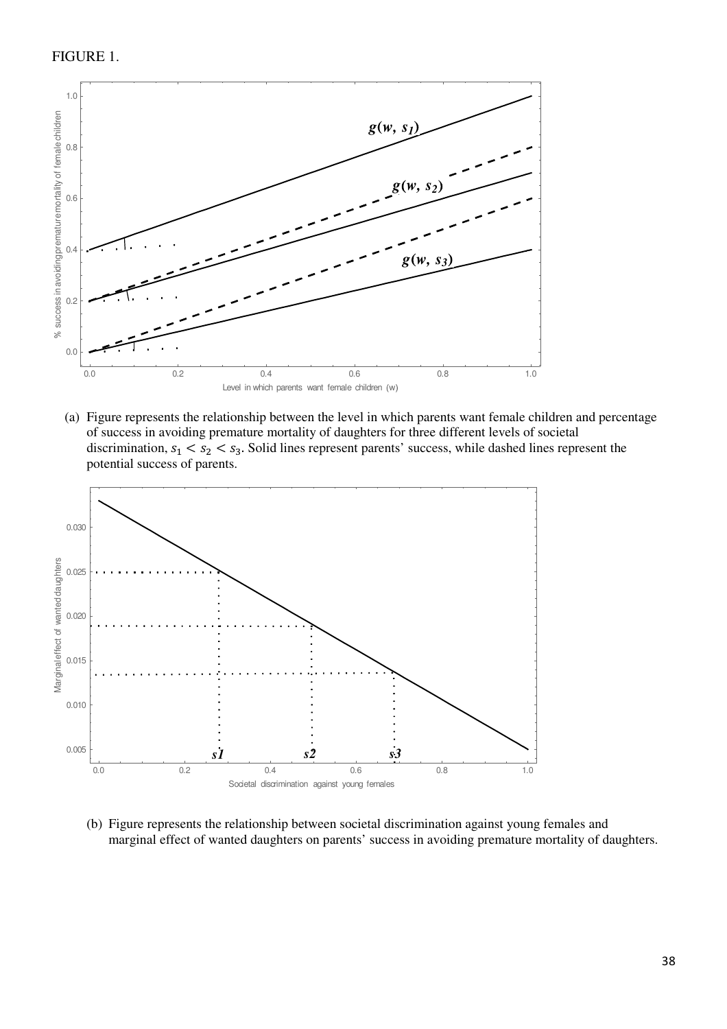FIGURE 1.

(a) Figure represents the relationship between the level in which parents want female children and percentage of success in avoiding premature mortality of daughters for three different levels of societal discrimination, $s_1 < s_2 < s_3$. Solid lines represent parents' success, while dashed lines represent the potential success of parents.

(b) Figure represents the relationship between societal discrimination against young females and marginal effect of wanted daughters on parents' success in avoiding premature mortality of daughters.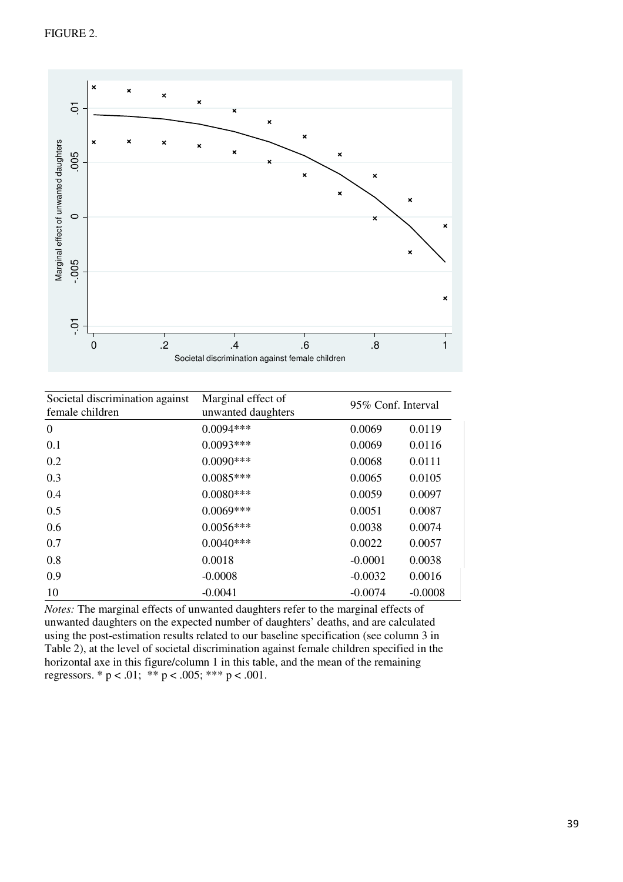FIGURE 2.

| Societal discrimination against female children | Marginal effect of unwanted daughters | 95% Conf. Interval | |
|---|---|---|---|
| 0 | 0.0094*** | 0.0069 | 0.0119 |
| 0.1 | 0.0093*** | 0.0069 | 0.0116 |
| 0.2 | 0.0090*** | 0.0068 | 0.0111 |
| 0.3 | 0.0085*** | 0.0065 | 0.0105 |
| 0.4 | 0.0080*** | 0.0059 | 0.0097 |
| 0.5 | 0.0069*** | 0.0051 | 0.0087 |
| 0.6 | 0.0056*** | 0.0038 | 0.0074 |
| 0.7 | 0.0040*** | 0.0022 | 0.0057 |
| 0.8 | 0.0018 | -0.0001 | 0.0038 |
| 0.9 | -0.0008 | -0.0032 | 0.0016 |
| 10 | -0.0041 | -0.0074 | -0.0008 |

*Notes:* The marginal effects of unwanted daughters refer to the marginal effects of unwanted daughters on the expected number of daughters' deaths, and are calculated using the post-estimation results related to our baseline specification (see column 3 in Table 2), at the level of societal discrimination against female children specified in the horizontal axe in this figure/column 1 in this table, and the mean of the remaining regressors. * $p < .01$; ** $p < .005$; *** $p < .001$.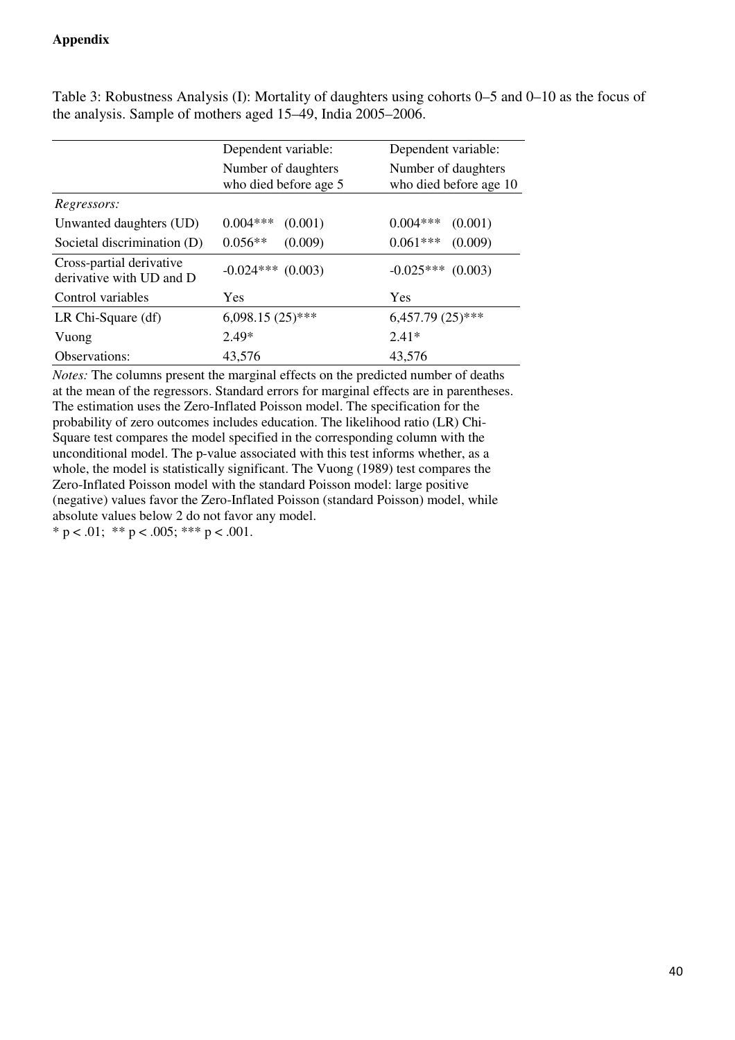**Appendix**

Table 3: Robustness Analysis (I): Mortality of daughters using cohorts 0–5 and 0–10 as the focus of the analysis. Sample of mothers aged 15–49, India 2005–2006.

| | Dependent variable: Number of daughters who died before age 5 | Dependent variable: Number of daughters who died before age 10 |
|---|---|---|
| *Regressors:* | | |
| Unwanted daughters (UD) | 0.004*** (0.001) | 0.004*** (0.001) |
| Societal discrimination (D) | 0.056** (0.009) | 0.061*** (0.009) |
| Cross-partial derivative derivative with UD and D | -0.024*** (0.003) | -0.025*** (0.003) |
| Control variables | Yes | Yes |
| LR Chi-Square (df) | 6,098.15 (25)*** | 6,457.79 (25)*** |
| Vuong | 2.49* | 2.41* |
| Observations: | 43,576 | 43,576 |

*Notes:* The columns present the marginal effects on the predicted number of deaths at the mean of the regressors. Standard errors for marginal effects are in parentheses. The estimation uses the Zero-Inflated Poisson model. The specification for the probability of zero outcomes includes education. The likelihood ratio (LR) Chi-Square test compares the model specified in the corresponding column with the unconditional model. The p-value associated with this test informs whether, as a whole, the model is statistically significant. The Vuong (1989) test compares the Zero-Inflated Poisson model with the standard Poisson model: large positive (negative) values favor the Zero-Inflated Poisson (standard Poisson) model, while absolute values below 2 do not favor any model.

* $p < .01$; ** $p < .005$; *** $p < .001$.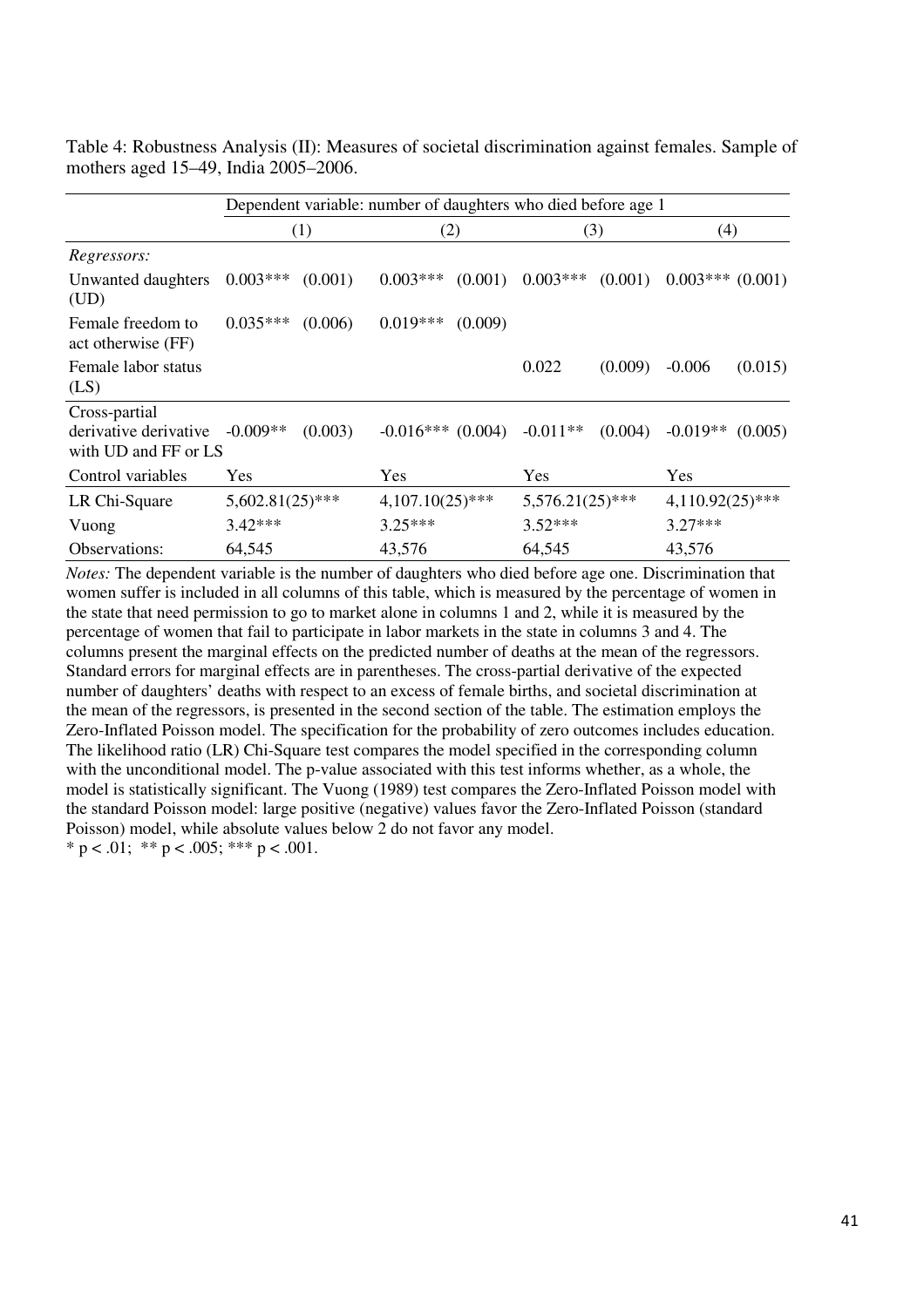Table 4: Robustness Analysis (II): Measures of societal discrimination against females. Sample of mothers aged 15–49, India 2005–2006.

| | Dependent variable: number of daughters who died before age 1 | | | | | | | |
|---|---|---|---|---|---|---|---|---|
| | (1) | | (2) | | (3) | | (4) | |
| *Regressors:* | | | | | | | | |
| Unwanted daughters (UD) | 0.003*** | (0.001) | 0.003*** | (0.001) | 0.003*** | (0.001) | 0.003*** | (0.001) |
| Female freedom to act otherwise (FF) | 0.035*** | (0.006) | 0.019*** | (0.009) | | | | |
| Female labor status (LS) | | | | | 0.022 | (0.009) | -0.006 | (0.015) |
| Cross-partial derivative derivative with UD and FF or LS | -0.009** | (0.003) | -0.016*** | (0.004) | -0.011** | (0.004) | -0.019** | (0.005) |
| Control variables | Yes | | Yes | | Yes | | Yes | |
| LR Chi-Square | 5,602.81(25)*** | | 4,107.10(25)*** | | 5,576.21(25)*** | | 4,110.92(25)*** | |
| Vuong | 3.42*** | | 3.25*** | | 3.52*** | | 3.27*** | |
| Observations: | 64,545 | | 43,576 | | 64,545 | | 43,576 | |

*Notes:* The dependent variable is the number of daughters who died before age one. Discrimination that women suffer is included in all columns of this table, which is measured by the percentage of women in the state that need permission to go to market alone in columns 1 and 2, while it is measured by the percentage of women that fail to participate in labor markets in the state in columns 3 and 4. The columns present the marginal effects on the predicted number of deaths at the mean of the regressors. Standard errors for marginal effects are in parentheses. The cross-partial derivative of the expected number of daughters' deaths with respect to an excess of female births, and societal discrimination at the mean of the regressors, is presented in the second section of the table. The estimation employs the Zero-Inflated Poisson model. The specification for the probability of zero outcomes includes education. The likelihood ratio (LR) Chi-Square test compares the model specified in the corresponding column with the unconditional model. The p-value associated with this test informs whether, as a whole, the model is statistically significant. The Vuong (1989) test compares the Zero-Inflated Poisson model with the standard Poisson model: large positive (negative) values favor the Zero-Inflated Poisson (standard Poisson) model, while absolute values below 2 do not favor any model.
* $p < .01$; ** $p < .005$; *** $p < .001$.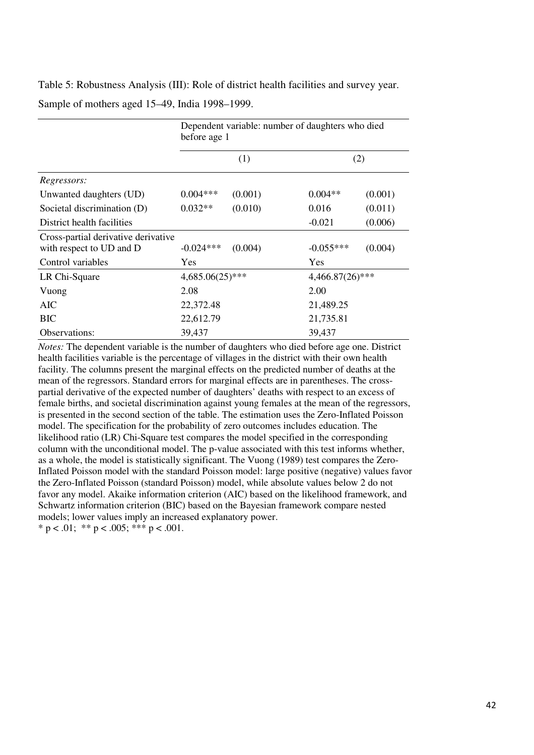Table 5: Robustness Analysis (III): Role of district health facilities and survey year. Sample of mothers aged 15–49, India 1998–1999.

| | Dependent variable: number of daughters who died before age 1 | | | |
|---|---|---|---|---|
| | (1) | | (2) | |
| *Regressors:* | | | | |
| Unwanted daughters (UD) | 0.004*** | (0.001) | 0.004** | (0.001) |
| Societal discrimination (D) | 0.032** | (0.010) | 0.016 | (0.011) |
| District health facilities | | | -0.021 | (0.006) |
| Cross-partial derivative derivative with respect to UD and D | -0.024*** | (0.004) | -0.055*** | (0.004) |
| Control variables | Yes | | Yes | |
| LR Chi-Square | 4,685.06(25)*** | | 4,466.87(26)*** | |
| Vuong | 2.08 | | 2.00 | |
| AIC | 22,372.48 | | 21,489.25 | |
| BIC | 22,612.79 | | 21,735.81 | |
| Observations: | 39,437 | | 39,437 | |

*Notes:* The dependent variable is the number of daughters who died before age one. District health facilities variable is the percentage of villages in the district with their own health facility. The columns present the marginal effects on the predicted number of deaths at the mean of the regressors. Standard errors for marginal effects are in parentheses. The cross-partial derivative of the expected number of daughters' deaths with respect to an excess of female births, and societal discrimination against young females at the mean of the regressors, is presented in the second section of the table. The estimation uses the Zero-Inflated Poisson model. The specification for the probability of zero outcomes includes education. The likelihood ratio (LR) Chi-Square test compares the model specified in the corresponding column with the unconditional model. The p-value associated with this test informs whether, as a whole, the model is statistically significant. The Vuong (1989) test compares the Zero-Inflated Poisson model with the standard Poisson model: large positive (negative) values favor the Zero-Inflated Poisson (standard Poisson) model, while absolute values below 2 do not favor any model. Akaike information criterion (AIC) based on the likelihood framework, and Schwartz information criterion (BIC) based on the Bayesian framework compare nested models; lower values imply an increased explanatory power.
* $p < .01$; ** $p < .005$; *** $p < .001$.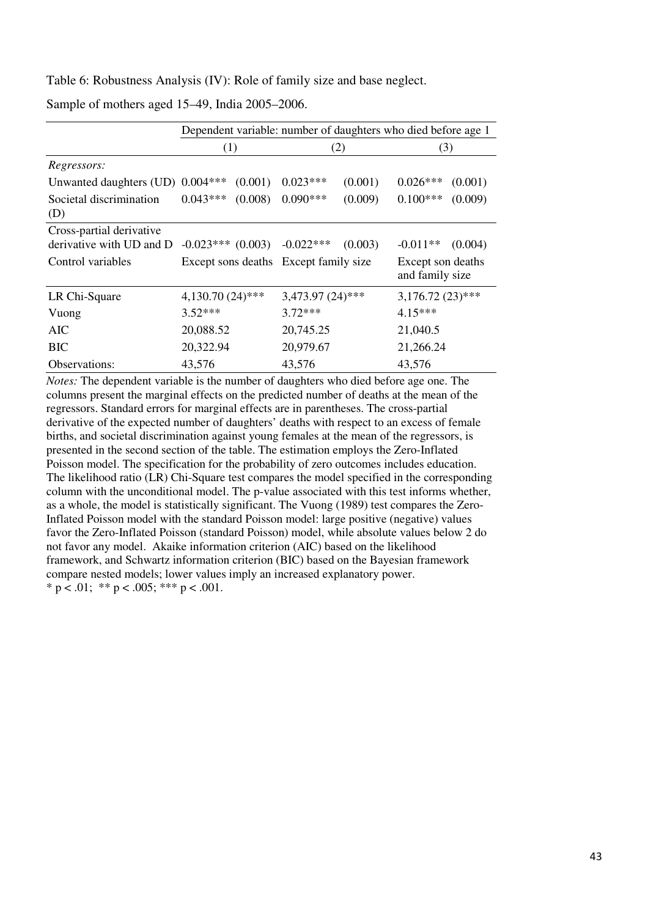Table 6: Robustness Analysis (IV): Role of family size and base neglect.

Sample of mothers aged 15–49, India 2005–2006.

| | Dependent variable: number of daughters who died before age 1 | | | | | |
|---|---|---|---|---|---|---|
| | (1) | | (2) | | (3) | |
| *Regressors:* | | | | | | |
| Unwanted daughters (UD) | 0.004*** | (0.001) | 0.023*** | (0.001) | 0.026*** | (0.001) |
| Societal discrimination (D) | 0.043*** | (0.008) | 0.090*** | (0.009) | 0.100*** | (0.009) |
| Cross-partial derivative derivative with UD and D | -0.023*** | (0.003) | -0.022*** | (0.003) | -0.011** | (0.004) |
| Control variables | Except sons deaths | | Except family size | | Except son deaths and family size | |
| LR Chi-Square | 4,130.70 (24)*** | | 3,473.97 (24)*** | | 3,176.72 (23)*** | |
| Vuong | 3.52*** | | 3.72*** | | 4.15*** | |
| AIC | 20,088.52 | | 20,745.25 | | 21,040.5 | |
| BIC | 20,322.94 | | 20,979.67 | | 21,266.24 | |
| Observations: | 43,576 | | 43,576 | | 43,576 | |

*Notes:* The dependent variable is the number of daughters who died before age one. The columns present the marginal effects on the predicted number of deaths at the mean of the regressors. Standard errors for marginal effects are in parentheses. The cross-partial derivative of the expected number of daughters' deaths with respect to an excess of female births, and societal discrimination against young females at the mean of the regressors, is presented in the second section of the table. The estimation employs the Zero-Inflated Poisson model. The specification for the probability of zero outcomes includes education. The likelihood ratio (LR) Chi-Square test compares the model specified in the corresponding column with the unconditional model. The p-value associated with this test informs whether, as a whole, the model is statistically significant. The Vuong (1989) test compares the Zero-Inflated Poisson model with the standard Poisson model: large positive (negative) values favor the Zero-Inflated Poisson (standard Poisson) model, while absolute values below 2 do not favor any model. Akaike information criterion (AIC) based on the likelihood framework, and Schwartz information criterion (BIC) based on the Bayesian framework compare nested models; lower values imply an increased explanatory power.
* $p < .01$; ** $p < .005$; *** $p < .001$.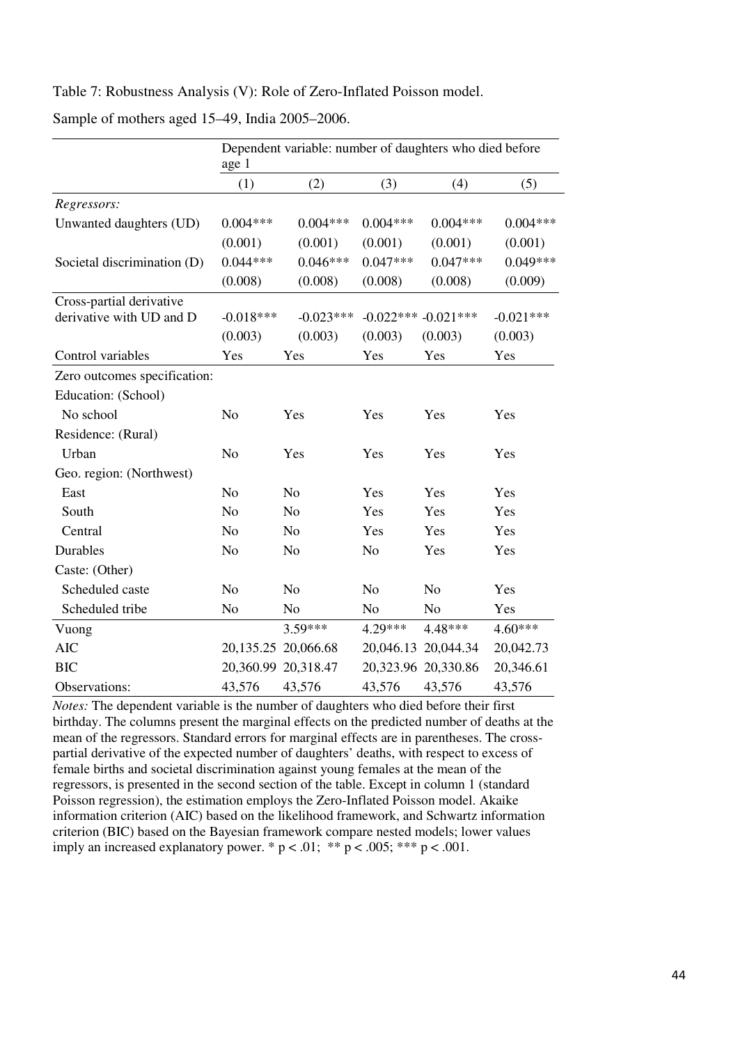Table 7: Robustness Analysis (V): Role of Zero-Inflated Poisson model.

Sample of mothers aged 15–49, India 2005–2006.

| | Dependent variable: number of daughters who died before age 1 | | | | |
|---|---|---|---|---|---|
| | (1) | (2) | (3) | (4) | (5) |
| *Regressors:* | | | | | |
| Unwanted daughters (UD) | 0.004*** | 0.004*** | 0.004*** | 0.004*** | 0.004*** |
| | (0.001) | (0.001) | (0.001) | (0.001) | (0.001) |
| Societal discrimination (D) | 0.044*** | 0.046*** | 0.047*** | 0.047*** | 0.049*** |
| | (0.008) | (0.008) | (0.008) | (0.008) | (0.009) |
| Cross-partial derivative derivative with UD and D | -0.018*** | -0.023*** | -0.022*** | -0.021*** | -0.021*** |
| | (0.003) | (0.003) | (0.003) | (0.003) | (0.003) |
| Control variables | Yes | Yes | Yes | Yes | Yes |
| Zero outcomes specification: | | | | | |
| Education: (School) | | | | | |
| No school | No | Yes | Yes | Yes | Yes |
| Residence: (Rural) | | | | | |
| Urban | No | Yes | Yes | Yes | Yes |
| Geo. region: (Northwest) | | | | | |
| East | No | No | Yes | Yes | Yes |
| South | No | No | Yes | Yes | Yes |
| Central | No | No | Yes | Yes | Yes |
| Durables | No | No | No | Yes | Yes |
| Caste: (Other) | | | | | |
| Scheduled caste | No | No | No | No | Yes |
| Scheduled tribe | No | No | No | No | Yes |
| Vuong | | 3.59*** | 4.29*** | 4.48*** | 4.60*** |
| AIC | 20,135.25 | 20,066.68 | 20,046.13 | 20,044.34 | 20,042.73 |
| BIC | 20,360.99 | 20,318.47 | 20,323.96 | 20,330.86 | 20,346.61 |
| Observations: | 43,576 | 43,576 | 43,576 | 43,576 | 43,576 |

*Notes:* The dependent variable is the number of daughters who died before their first birthday. The columns present the marginal effects on the predicted number of deaths at the mean of the regressors. Standard errors for marginal effects are in parentheses. The cross-partial derivative of the expected number of daughters' deaths, with respect to excess of female births and societal discrimination against young females at the mean of the regressors, is presented in the second section of the table. Except in column 1 (standard Poisson regression), the estimation employs the Zero-Inflated Poisson model. Akaike information criterion (AIC) based on the likelihood framework, and Schwartz information criterion (BIC) based on the Bayesian framework compare nested models; lower values imply an increased explanatory power. * $p < .01$; ** $p < .005$; *** $p < .001$.